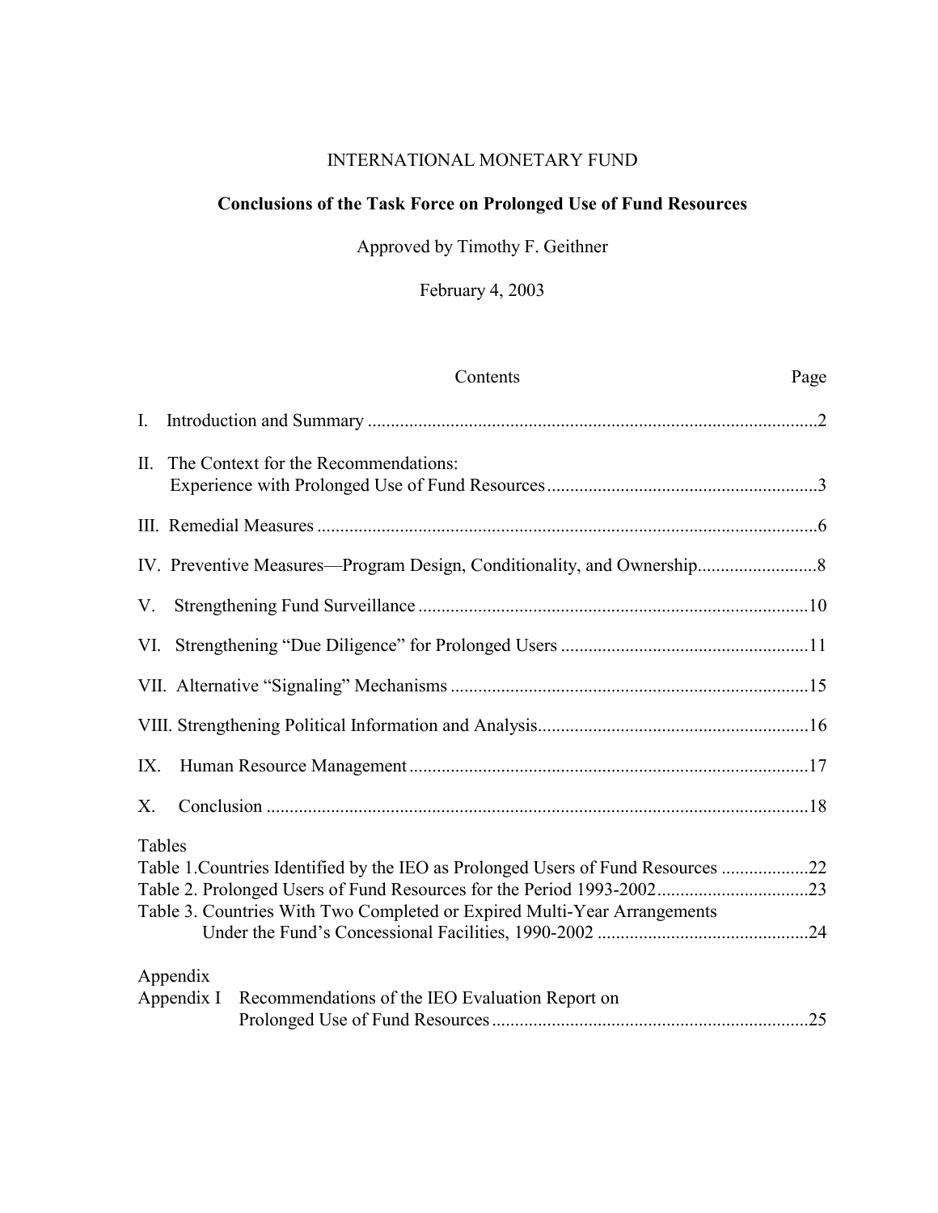INTERNATIONAL MONETARY FUND

# Conclusions of the Task Force on Prolonged Use of Fund Resources

Approved by Timothy F. Geithner

February 4, 2003

| Contents | Page |
|---|---|
| I. Introduction and Summary | 2 |
| II. The Context for the Recommendations: Experience with Prolonged Use of Fund Resources | 3 |
| III. Remedial Measures | 6 |
| IV. Preventive Measures—Program Design, Conditionality, and Ownership | 8 |
| V. Strengthening Fund Surveillance | 10 |
| VI. Strengthening "Due Diligence" for Prolonged Users | 11 |
| VII. Alternative "Signaling" Mechanisms | 15 |
| VIII. Strengthening Political Information and Analysis | 16 |
| IX. Human Resource Management | 17 |
| X. Conclusion | 18 |
| **Tables** | |
| Table 1. Countries Identified by the IEO as Prolonged Users of Fund Resources | 22 |
| Table 2. Prolonged Users of Fund Resources for the Period 1993-2002 | 23 |
| Table 3. Countries With Two Completed or Expired Multi-Year Arrangements Under the Fund's Concessional Facilities, 1990-2002 | 24 |
| **Appendix** | |
| Appendix I Recommendations of the IEO Evaluation Report on Prolonged Use of Fund Resources | 25 |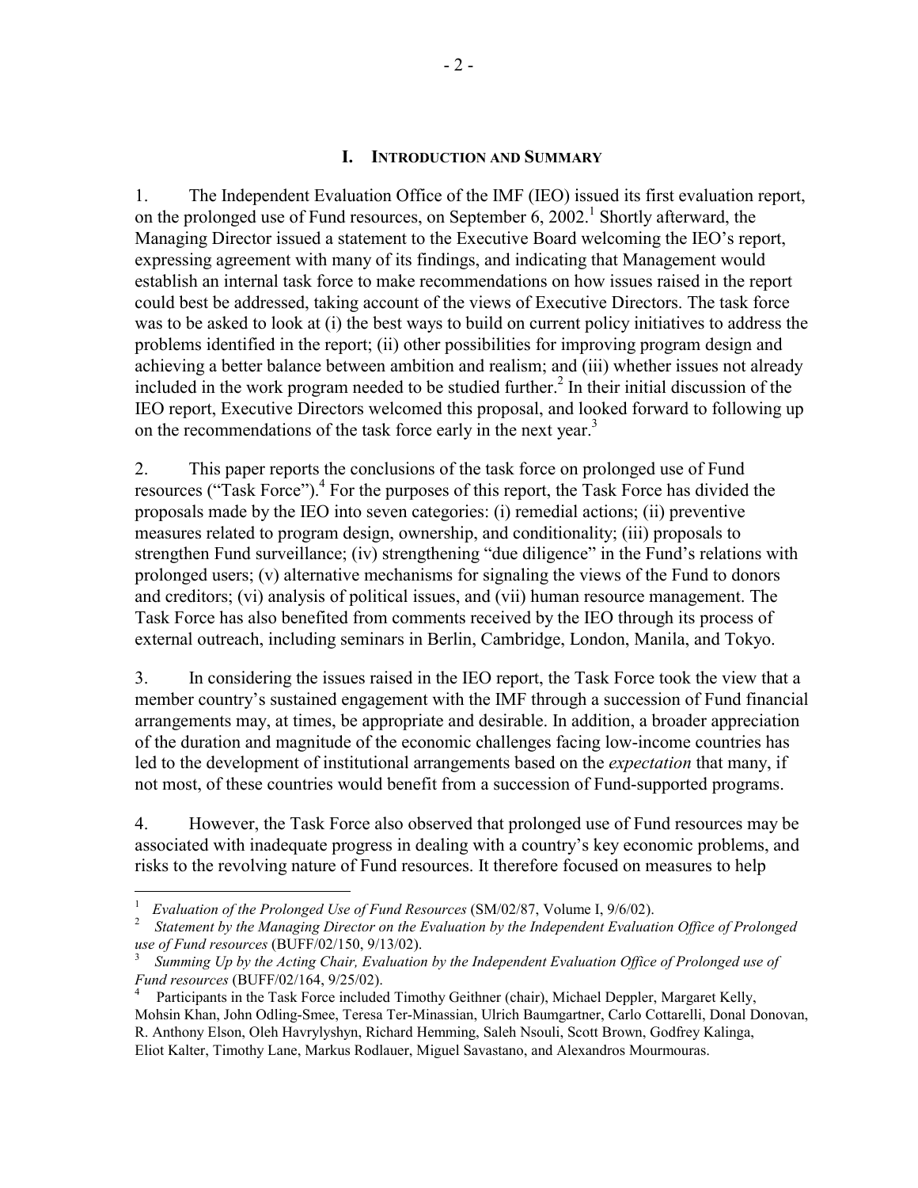## I. Introduction and Summary

1. The Independent Evaluation Office of the IMF (IEO) issued its first evaluation report, on the prolonged use of Fund resources, on September 6, 2002.[1] Shortly afterward, the Managing Director issued a statement to the Executive Board welcoming the IEO's report, expressing agreement with many of its findings, and indicating that Management would establish an internal task force to make recommendations on how issues raised in the report could best be addressed, taking account of the views of Executive Directors. The task force was to be asked to look at (i) the best ways to build on current policy initiatives to address the problems identified in the report; (ii) other possibilities for improving program design and achieving a better balance between ambition and realism; and (iii) whether issues not already included in the work program needed to be studied further.[2] In their initial discussion of the IEO report, Executive Directors welcomed this proposal, and looked forward to following up on the recommendations of the task force early in the next year.[3]

2. This paper reports the conclusions of the task force on prolonged use of Fund resources ("Task Force").[4] For the purposes of this report, the Task Force has divided the proposals made by the IEO into seven categories: (i) remedial actions; (ii) preventive measures related to program design, ownership, and conditionality; (iii) proposals to strengthen Fund surveillance; (iv) strengthening "due diligence" in the Fund's relations with prolonged users; (v) alternative mechanisms for signaling the views of the Fund to donors and creditors; (vi) analysis of political issues, and (vii) human resource management. The Task Force has also benefited from comments received by the IEO through its process of external outreach, including seminars in Berlin, Cambridge, London, Manila, and Tokyo.

3. In considering the issues raised in the IEO report, the Task Force took the view that a member country's sustained engagement with the IMF through a succession of Fund financial arrangements may, at times, be appropriate and desirable. In addition, a broader appreciation of the duration and magnitude of the economic challenges facing low-income countries has led to the development of institutional arrangements based on the *expectation* that many, if not most, of these countries would benefit from a succession of Fund-supported programs.

4. However, the Task Force also observed that prolonged use of Fund resources may be associated with inadequate progress in dealing with a country's key economic problems, and risks to the revolving nature of Fund resources. It therefore focused on measures to help

---

[1] *Evaluation of the Prolonged Use of Fund Resources* (SM/02/87, Volume I, 9/6/02).

[2] *Statement by the Managing Director on the Evaluation by the Independent Evaluation Office of Prolonged use of Fund resources* (BUFF/02/150, 9/13/02).

[3] *Summing Up by the Acting Chair, Evaluation by the Independent Evaluation Office of Prolonged use of Fund resources* (BUFF/02/164, 9/25/02).

[4] Participants in the Task Force included Timothy Geithner (chair), Michael Deppler, Margaret Kelly, Mohsin Khan, John Odling-Smee, Teresa Ter-Minassian, Ulrich Baumgartner, Carlo Cottarelli, Donal Donovan, R. Anthony Elson, Oleh Havrylyshyn, Richard Hemming, Saleh Nsouli, Scott Brown, Godfrey Kalinga, Eliot Kalter, Timothy Lane, Markus Rodlauer, Miguel Savastano, and Alexandros Mourmouras.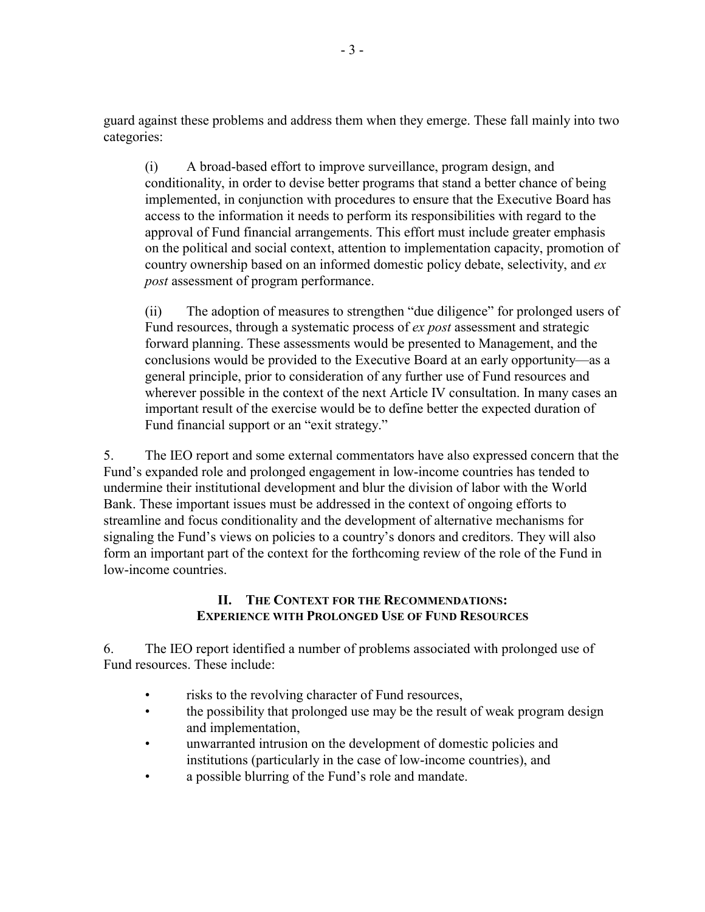guard against these problems and address them when they emerge. These fall mainly into two categories:

(i) A broad-based effort to improve surveillance, program design, and conditionality, in order to devise better programs that stand a better chance of being implemented, in conjunction with procedures to ensure that the Executive Board has access to the information it needs to perform its responsibilities with regard to the approval of Fund financial arrangements. This effort must include greater emphasis on the political and social context, attention to implementation capacity, promotion of country ownership based on an informed domestic policy debate, selectivity, and *ex post* assessment of program performance.

(ii) The adoption of measures to strengthen "due diligence" for prolonged users of Fund resources, through a systematic process of *ex post* assessment and strategic forward planning. These assessments would be presented to Management, and the conclusions would be provided to the Executive Board at an early opportunity—as a general principle, prior to consideration of any further use of Fund resources and wherever possible in the context of the next Article IV consultation. In many cases an important result of the exercise would be to define better the expected duration of Fund financial support or an "exit strategy."

5. The IEO report and some external commentators have also expressed concern that the Fund's expanded role and prolonged engagement in low-income countries has tended to undermine their institutional development and blur the division of labor with the World Bank. These important issues must be addressed in the context of ongoing efforts to streamline and focus conditionality and the development of alternative mechanisms for signaling the Fund's views on policies to a country's donors and creditors. They will also form an important part of the context for the forthcoming review of the role of the Fund in low-income countries.

## II. The Context for the Recommendations: Experience with Prolonged Use of Fund Resources

6. The IEO report identified a number of problems associated with prolonged use of Fund resources. These include:

- risks to the revolving character of Fund resources,
- the possibility that prolonged use may be the result of weak program design and implementation,
- unwarranted intrusion on the development of domestic policies and institutions (particularly in the case of low-income countries), and
- a possible blurring of the Fund's role and mandate.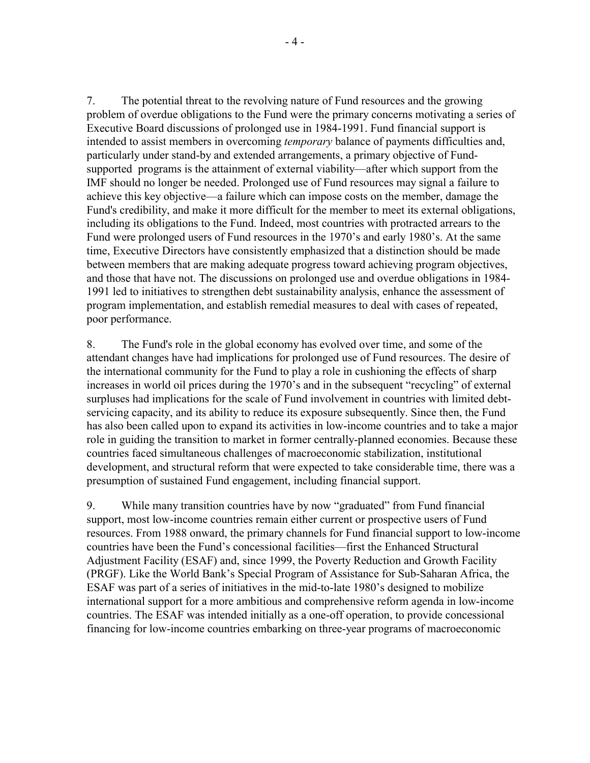7. The potential threat to the revolving nature of Fund resources and the growing problem of overdue obligations to the Fund were the primary concerns motivating a series of Executive Board discussions of prolonged use in 1984-1991. Fund financial support is intended to assist members in overcoming *temporary* balance of payments difficulties and, particularly under stand-by and extended arrangements, a primary objective of Fund-supported programs is the attainment of external viability—after which support from the IMF should no longer be needed. Prolonged use of Fund resources may signal a failure to achieve this key objective—a failure which can impose costs on the member, damage the Fund's credibility, and make it more difficult for the member to meet its external obligations, including its obligations to the Fund. Indeed, most countries with protracted arrears to the Fund were prolonged users of Fund resources in the 1970's and early 1980's. At the same time, Executive Directors have consistently emphasized that a distinction should be made between members that are making adequate progress toward achieving program objectives, and those that have not. The discussions on prolonged use and overdue obligations in 1984-1991 led to initiatives to strengthen debt sustainability analysis, enhance the assessment of program implementation, and establish remedial measures to deal with cases of repeated, poor performance.

8. The Fund's role in the global economy has evolved over time, and some of the attendant changes have had implications for prolonged use of Fund resources. The desire of the international community for the Fund to play a role in cushioning the effects of sharp increases in world oil prices during the 1970's and in the subsequent "recycling" of external surpluses had implications for the scale of Fund involvement in countries with limited debt-servicing capacity, and its ability to reduce its exposure subsequently. Since then, the Fund has also been called upon to expand its activities in low-income countries and to take a major role in guiding the transition to market in former centrally-planned economies. Because these countries faced simultaneous challenges of macroeconomic stabilization, institutional development, and structural reform that were expected to take considerable time, there was a presumption of sustained Fund engagement, including financial support.

9. While many transition countries have by now "graduated" from Fund financial support, most low-income countries remain either current or prospective users of Fund resources. From 1988 onward, the primary channels for Fund financial support to low-income countries have been the Fund's concessional facilities—first the Enhanced Structural Adjustment Facility (ESAF) and, since 1999, the Poverty Reduction and Growth Facility (PRGF). Like the World Bank's Special Program of Assistance for Sub-Saharan Africa, the ESAF was part of a series of initiatives in the mid-to-late 1980's designed to mobilize international support for a more ambitious and comprehensive reform agenda in low-income countries. The ESAF was intended initially as a one-off operation, to provide concessional financing for low-income countries embarking on three-year programs of macroeconomic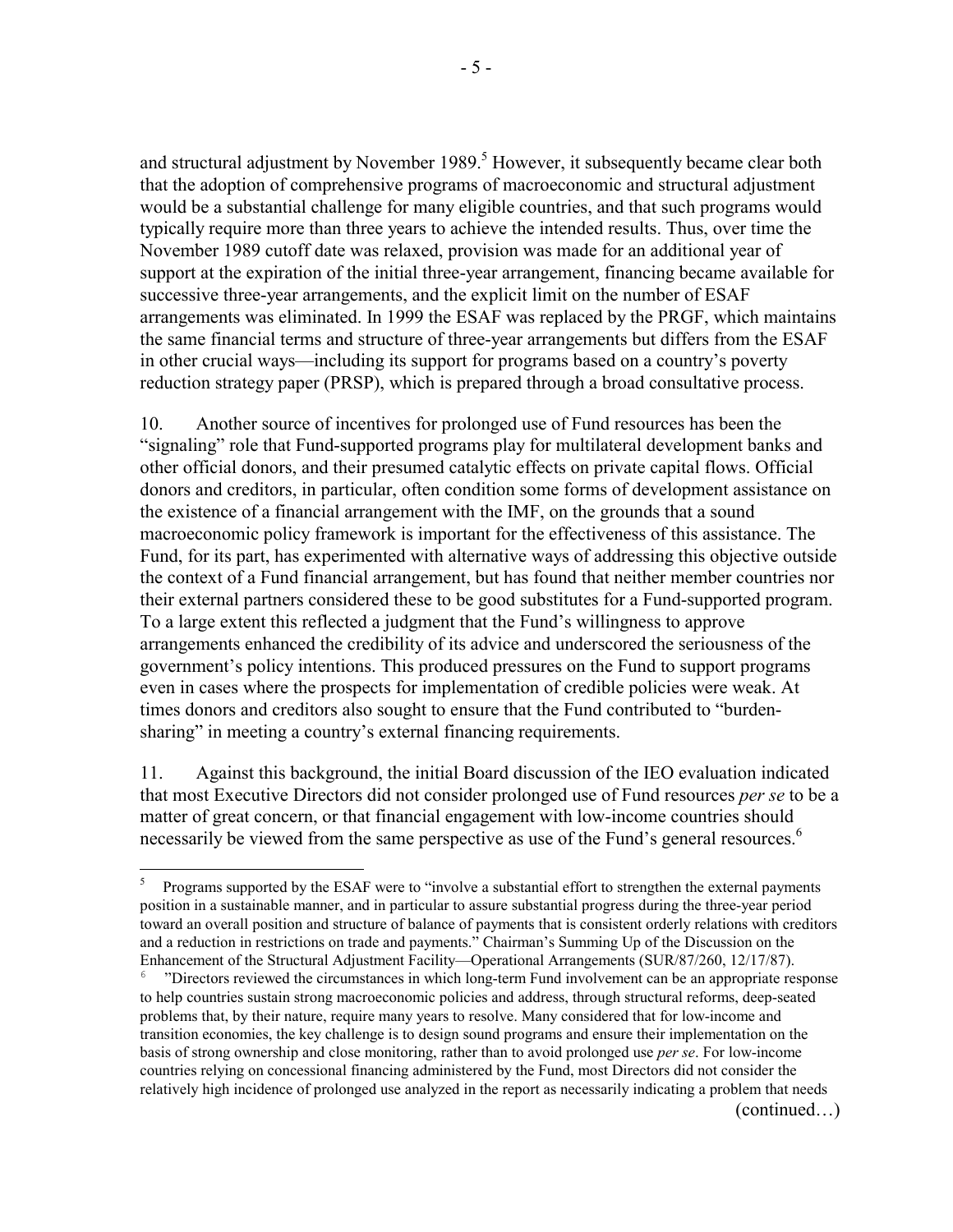and structural adjustment by November 1989.[5] However, it subsequently became clear both that the adoption of comprehensive programs of macroeconomic and structural adjustment would be a substantial challenge for many eligible countries, and that such programs would typically require more than three years to achieve the intended results. Thus, over time the November 1989 cutoff date was relaxed, provision was made for an additional year of support at the expiration of the initial three-year arrangement, financing became available for successive three-year arrangements, and the explicit limit on the number of ESAF arrangements was eliminated. In 1999 the ESAF was replaced by the PRGF, which maintains the same financial terms and structure of three-year arrangements but differs from the ESAF in other crucial ways—including its support for programs based on a country's poverty reduction strategy paper (PRSP), which is prepared through a broad consultative process.

10. Another source of incentives for prolonged use of Fund resources has been the "signaling" role that Fund-supported programs play for multilateral development banks and other official donors, and their presumed catalytic effects on private capital flows. Official donors and creditors, in particular, often condition some forms of development assistance on the existence of a financial arrangement with the IMF, on the grounds that a sound macroeconomic policy framework is important for the effectiveness of this assistance. The Fund, for its part, has experimented with alternative ways of addressing this objective outside the context of a Fund financial arrangement, but has found that neither member countries nor their external partners considered these to be good substitutes for a Fund-supported program. To a large extent this reflected a judgment that the Fund's willingness to approve arrangements enhanced the credibility of its advice and underscored the seriousness of the government's policy intentions. This produced pressures on the Fund to support programs even in cases where the prospects for implementation of credible policies were weak. At times donors and creditors also sought to ensure that the Fund contributed to "burden-sharing" in meeting a country's external financing requirements.

11. Against this background, the initial Board discussion of the IEO evaluation indicated that most Executive Directors did not consider prolonged use of Fund resources *per se* to be a matter of great concern, or that financial engagement with low-income countries should necessarily be viewed from the same perspective as use of the Fund's general resources.[6]

---

[5] Programs supported by the ESAF were to "involve a substantial effort to strengthen the external payments position in a sustainable manner, and in particular to assure substantial progress during the three-year period toward an overall position and structure of balance of payments that is consistent orderly relations with creditors and a reduction in restrictions on trade and payments." Chairman's Summing Up of the Discussion on the Enhancement of the Structural Adjustment Facility—Operational Arrangements (SUR/87/260, 12/17/87).

[6] "Directors reviewed the circumstances in which long-term Fund involvement can be an appropriate response to help countries sustain strong macroeconomic policies and address, through structural reforms, deep-seated problems that, by their nature, require many years to resolve. Many considered that for low-income and transition economies, the key challenge is to design sound programs and ensure their implementation on the basis of strong ownership and close monitoring, rather than to avoid prolonged use *per se*. For low-income countries relying on concessional financing administered by the Fund, most Directors did not consider the relatively high incidence of prolonged use analyzed in the report as necessarily indicating a problem that needs

(continued…)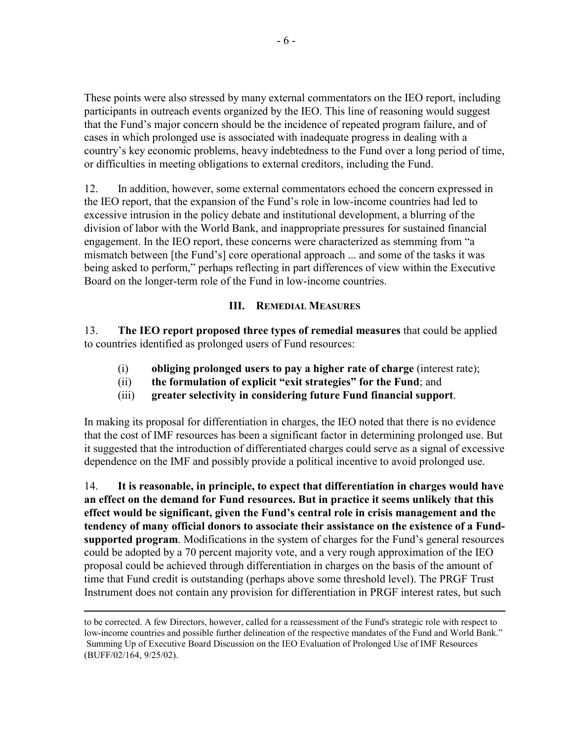These points were also stressed by many external commentators on the IEO report, including participants in outreach events organized by the IEO. This line of reasoning would suggest that the Fund's major concern should be the incidence of repeated program failure, and of cases in which prolonged use is associated with inadequate progress in dealing with a country's key economic problems, heavy indebtedness to the Fund over a long period of time, or difficulties in meeting obligations to external creditors, including the Fund.

12. In addition, however, some external commentators echoed the concern expressed in the IEO report, that the expansion of the Fund's role in low-income countries had led to excessive intrusion in the policy debate and institutional development, a blurring of the division of labor with the World Bank, and inappropriate pressures for sustained financial engagement. In the IEO report, these concerns were characterized as stemming from "a mismatch between [the Fund's] core operational approach ... and some of the tasks it was being asked to perform," perhaps reflecting in part differences of view within the Executive Board on the longer-term role of the Fund in low-income countries.

## III. Remedial Measures

13. **The IEO report proposed three types of remedial measures** that could be applied to countries identified as prolonged users of Fund resources:

(i) **obliging prolonged users to pay a higher rate of charge** (interest rate);
(ii) **the formulation of explicit "exit strategies" for the Fund**; and
(iii) **greater selectivity in considering future Fund financial support**.

In making its proposal for differentiation in charges, the IEO noted that there is no evidence that the cost of IMF resources has been a significant factor in determining prolonged use. But it suggested that the introduction of differentiated charges could serve as a signal of excessive dependence on the IMF and possibly provide a political incentive to avoid prolonged use.

14. **It is reasonable, in principle, to expect that differentiation in charges would have an effect on the demand for Fund resources. But in practice it seems unlikely that this effect would be significant, given the Fund's central role in crisis management and the tendency of many official donors to associate their assistance on the existence of a Fund-supported program**. Modifications in the system of charges for the Fund's general resources could be adopted by a 70 percent majority vote, and a very rough approximation of the IEO proposal could be achieved through differentiation in charges on the basis of the amount of time that Fund credit is outstanding (perhaps above some threshold level). The PRGF Trust Instrument does not contain any provision for differentiation in PRGF interest rates, but such

---

to be corrected. A few Directors, however, called for a reassessment of the Fund's strategic role with respect to low-income countries and possible further delineation of the respective mandates of the Fund and World Bank." Summing Up of Executive Board Discussion on the IEO Evaluation of Prolonged Use of IMF Resources (BUFF/02/164, 9/25/02).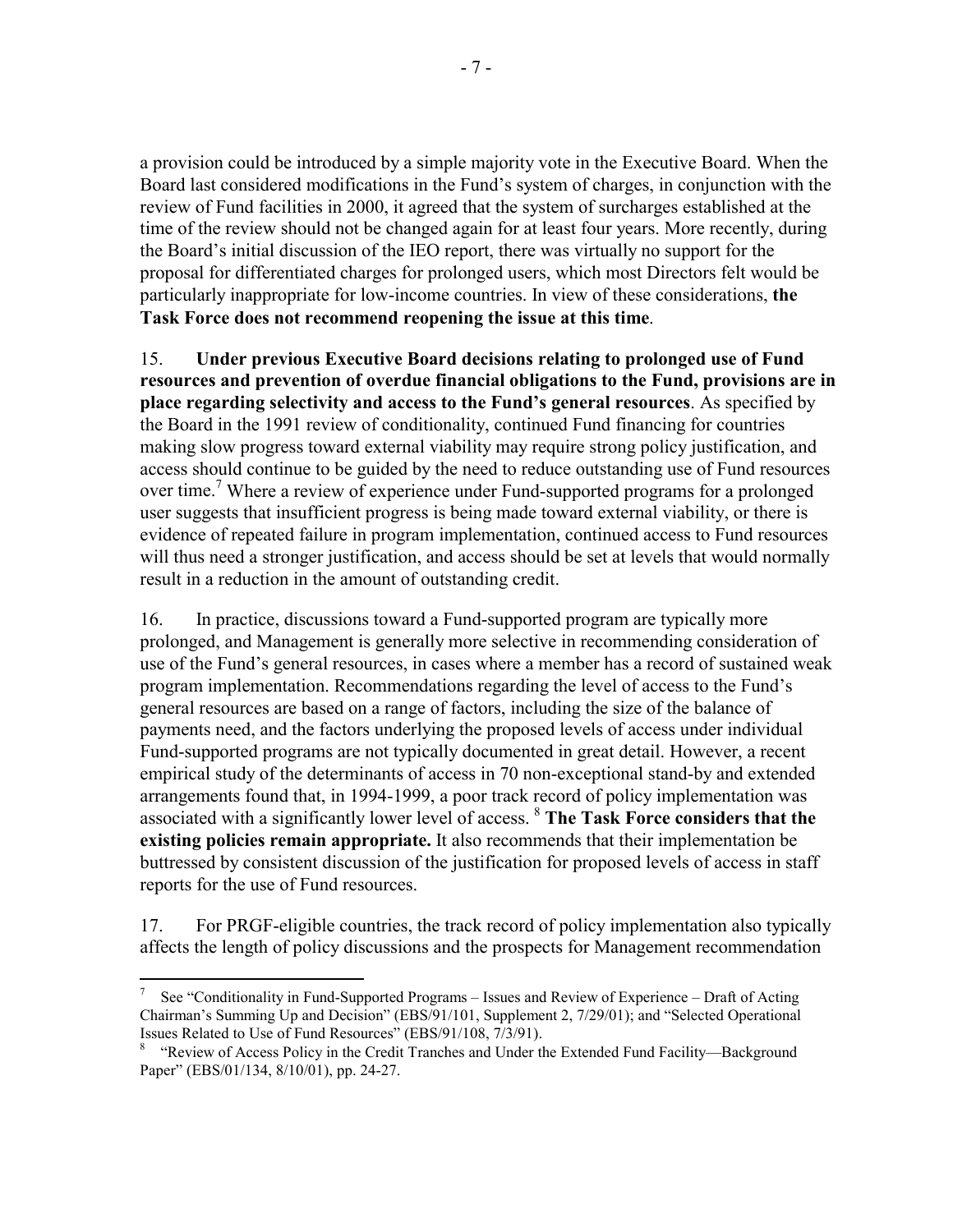a provision could be introduced by a simple majority vote in the Executive Board. When the Board last considered modifications in the Fund's system of charges, in conjunction with the review of Fund facilities in 2000, it agreed that the system of surcharges established at the time of the review should not be changed again for at least four years. More recently, during the Board's initial discussion of the IEO report, there was virtually no support for the proposal for differentiated charges for prolonged users, which most Directors felt would be particularly inappropriate for low-income countries. In view of these considerations, **the Task Force does not recommend reopening the issue at this time**.

15. **Under previous Executive Board decisions relating to prolonged use of Fund resources and prevention of overdue financial obligations to the Fund, provisions are in place regarding selectivity and access to the Fund's general resources**. As specified by the Board in the 1991 review of conditionality, continued Fund financing for countries making slow progress toward external viability may require strong policy justification, and access should continue to be guided by the need to reduce outstanding use of Fund resources over time.[7] Where a review of experience under Fund-supported programs for a prolonged user suggests that insufficient progress is being made toward external viability, or there is evidence of repeated failure in program implementation, continued access to Fund resources will thus need a stronger justification, and access should be set at levels that would normally result in a reduction in the amount of outstanding credit.

16. In practice, discussions toward a Fund-supported program are typically more prolonged, and Management is generally more selective in recommending consideration of use of the Fund's general resources, in cases where a member has a record of sustained weak program implementation. Recommendations regarding the level of access to the Fund's general resources are based on a range of factors, including the size of the balance of payments need, and the factors underlying the proposed levels of access under individual Fund-supported programs are not typically documented in great detail. However, a recent empirical study of the determinants of access in 70 non-exceptional stand-by and extended arrangements found that, in 1994-1999, a poor track record of policy implementation was associated with a significantly lower level of access.[8] **The Task Force considers that the existing policies remain appropriate.** It also recommends that their implementation be buttressed by consistent discussion of the justification for proposed levels of access in staff reports for the use of Fund resources.

17. For PRGF-eligible countries, the track record of policy implementation also typically affects the length of policy discussions and the prospects for Management recommendation

---

[7] See "Conditionality in Fund-Supported Programs – Issues and Review of Experience – Draft of Acting Chairman's Summing Up and Decision" (EBS/91/101, Supplement 2, 7/29/01); and "Selected Operational Issues Related to Use of Fund Resources" (EBS/91/108, 7/3/91).

[8] "Review of Access Policy in the Credit Tranches and Under the Extended Fund Facility—Background Paper" (EBS/01/134, 8/10/01), pp. 24-27.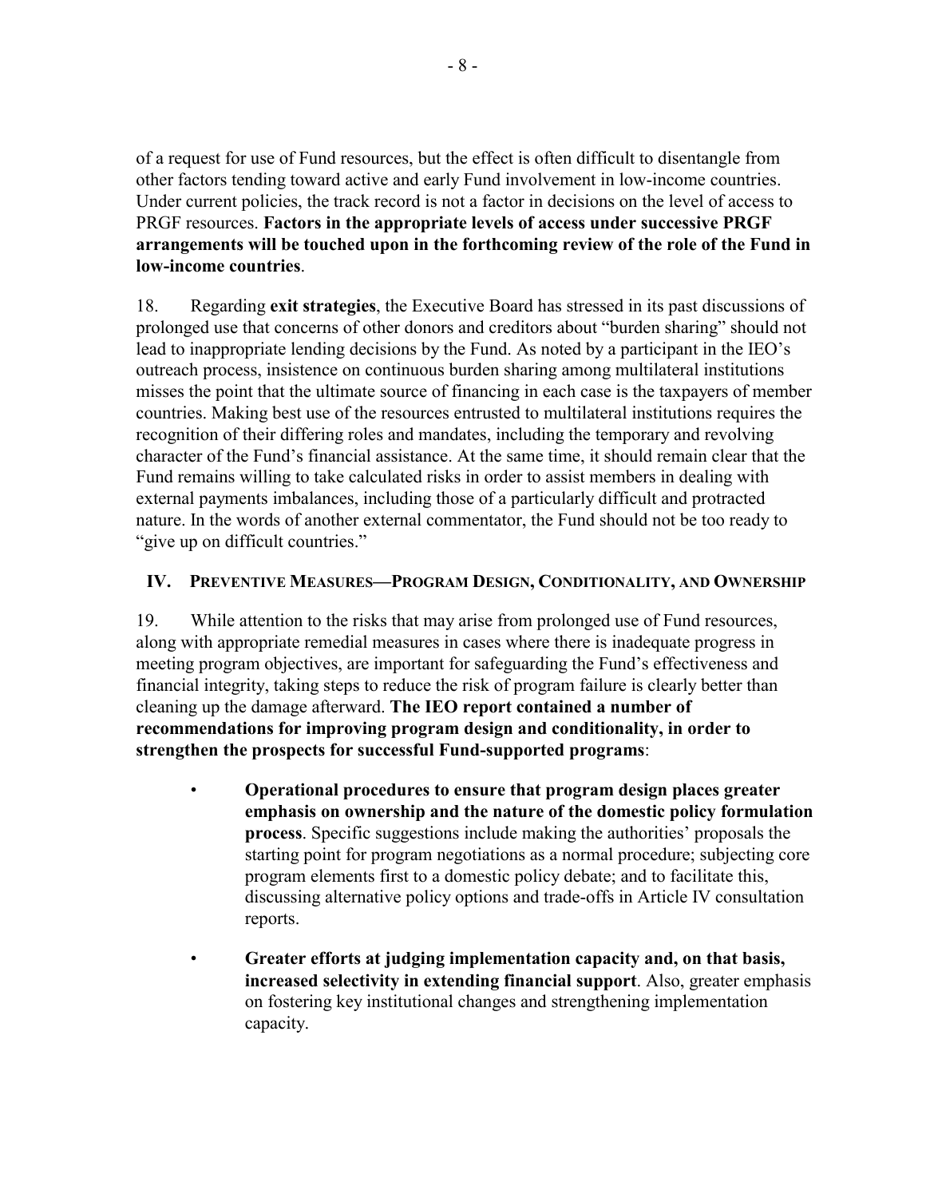of a request for use of Fund resources, but the effect is often difficult to disentangle from other factors tending toward active and early Fund involvement in low-income countries. Under current policies, the track record is not a factor in decisions on the level of access to PRGF resources. **Factors in the appropriate levels of access under successive PRGF arrangements will be touched upon in the forthcoming review of the role of the Fund in low-income countries**.

18. Regarding **exit strategies**, the Executive Board has stressed in its past discussions of prolonged use that concerns of other donors and creditors about "burden sharing" should not lead to inappropriate lending decisions by the Fund. As noted by a participant in the IEO's outreach process, insistence on continuous burden sharing among multilateral institutions misses the point that the ultimate source of financing in each case is the taxpayers of member countries. Making best use of the resources entrusted to multilateral institutions requires the recognition of their differing roles and mandates, including the temporary and revolving character of the Fund's financial assistance. At the same time, it should remain clear that the Fund remains willing to take calculated risks in order to assist members in dealing with external payments imbalances, including those of a particularly difficult and protracted nature. In the words of another external commentator, the Fund should not be too ready to "give up on difficult countries."

## IV. Preventive Measures—Program Design, Conditionality, and Ownership

19. While attention to the risks that may arise from prolonged use of Fund resources, along with appropriate remedial measures in cases where there is inadequate progress in meeting program objectives, are important for safeguarding the Fund's effectiveness and financial integrity, taking steps to reduce the risk of program failure is clearly better than cleaning up the damage afterward. **The IEO report contained a number of recommendations for improving program design and conditionality, in order to strengthen the prospects for successful Fund-supported programs**:

- **Operational procedures to ensure that program design places greater emphasis on ownership and the nature of the domestic policy formulation process**. Specific suggestions include making the authorities' proposals the starting point for program negotiations as a normal procedure; subjecting core program elements first to a domestic policy debate; and to facilitate this, discussing alternative policy options and trade-offs in Article IV consultation reports.

- **Greater efforts at judging implementation capacity and, on that basis, increased selectivity in extending financial support**. Also, greater emphasis on fostering key institutional changes and strengthening implementation capacity.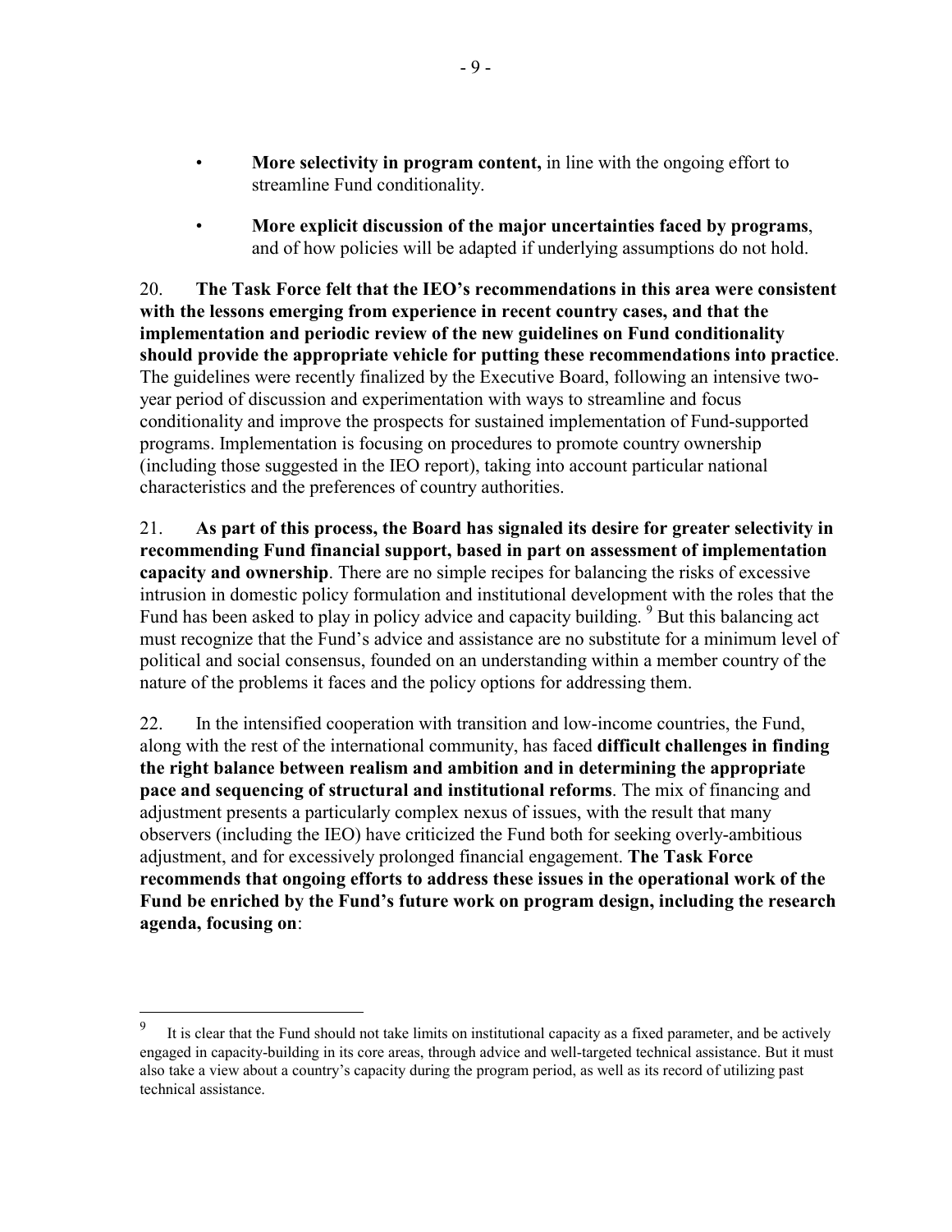- **More selectivity in program content,** in line with the ongoing effort to streamline Fund conditionality.
- **More explicit discussion of the major uncertainties faced by programs**, and of how policies will be adapted if underlying assumptions do not hold.

20. **The Task Force felt that the IEO's recommendations in this area were consistent with the lessons emerging from experience in recent country cases, and that the implementation and periodic review of the new guidelines on Fund conditionality should provide the appropriate vehicle for putting these recommendations into practice**. The guidelines were recently finalized by the Executive Board, following an intensive two-year period of discussion and experimentation with ways to streamline and focus conditionality and improve the prospects for sustained implementation of Fund-supported programs. Implementation is focusing on procedures to promote country ownership (including those suggested in the IEO report), taking into account particular national characteristics and the preferences of country authorities.

21. **As part of this process, the Board has signaled its desire for greater selectivity in recommending Fund financial support, based in part on assessment of implementation capacity and ownership**. There are no simple recipes for balancing the risks of excessive intrusion in domestic policy formulation and institutional development with the roles that the Fund has been asked to play in policy advice and capacity building. [9] But this balancing act must recognize that the Fund's advice and assistance are no substitute for a minimum level of political and social consensus, founded on an understanding within a member country of the nature of the problems it faces and the policy options for addressing them.

22. In the intensified cooperation with transition and low-income countries, the Fund, along with the rest of the international community, has faced **difficult challenges in finding the right balance between realism and ambition and in determining the appropriate pace and sequencing of structural and institutional reforms**. The mix of financing and adjustment presents a particularly complex nexus of issues, with the result that many observers (including the IEO) have criticized the Fund both for seeking overly-ambitious adjustment, and for excessively prolonged financial engagement. **The Task Force recommends that ongoing efforts to address these issues in the operational work of the Fund be enriched by the Fund's future work on program design, including the research agenda, focusing on**:

---

[9] It is clear that the Fund should not take limits on institutional capacity as a fixed parameter, and be actively engaged in capacity-building in its core areas, through advice and well-targeted technical assistance. But it must also take a view about a country's capacity during the program period, as well as its record of utilizing past technical assistance.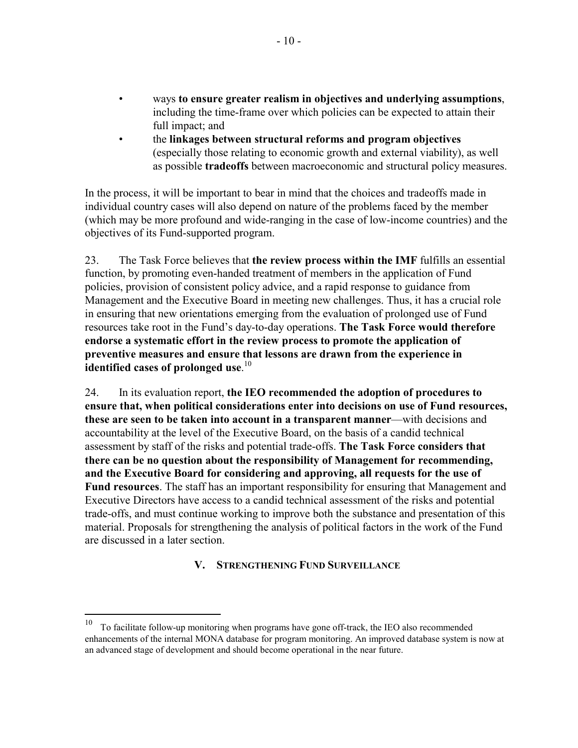- ways **to ensure greater realism in objectives and underlying assumptions**, including the time-frame over which policies can be expected to attain their full impact; and
- the **linkages between structural reforms and program objectives** (especially those relating to economic growth and external viability), as well as possible **tradeoffs** between macroeconomic and structural policy measures.

In the process, it will be important to bear in mind that the choices and tradeoffs made in individual country cases will also depend on nature of the problems faced by the member (which may be more profound and wide-ranging in the case of low-income countries) and the objectives of its Fund-supported program.

23. The Task Force believes that **the review process within the IMF** fulfills an essential function, by promoting even-handed treatment of members in the application of Fund policies, provision of consistent policy advice, and a rapid response to guidance from Management and the Executive Board in meeting new challenges. Thus, it has a crucial role in ensuring that new orientations emerging from the evaluation of prolonged use of Fund resources take root in the Fund's day-to-day operations. **The Task Force would therefore endorse a systematic effort in the review process to promote the application of preventive measures and ensure that lessons are drawn from the experience in identified cases of prolonged use**.[10]

24. In its evaluation report, **the IEO recommended the adoption of procedures to ensure that, when political considerations enter into decisions on use of Fund resources, these are seen to be taken into account in a transparent manner**—with decisions and accountability at the level of the Executive Board, on the basis of a candid technical assessment by staff of the risks and potential trade-offs. **The Task Force considers that there can be no question about the responsibility of Management for recommending, and the Executive Board for considering and approving, all requests for the use of Fund resources**. The staff has an important responsibility for ensuring that Management and Executive Directors have access to a candid technical assessment of the risks and potential trade-offs, and must continue working to improve both the substance and presentation of this material. Proposals for strengthening the analysis of political factors in the work of the Fund are discussed in a later section.

## V. Strengthening Fund Surveillance

[10] To facilitate follow-up monitoring when programs have gone off-track, the IEO also recommended enhancements of the internal MONA database for program monitoring. An improved database system is now at an advanced stage of development and should become operational in the near future.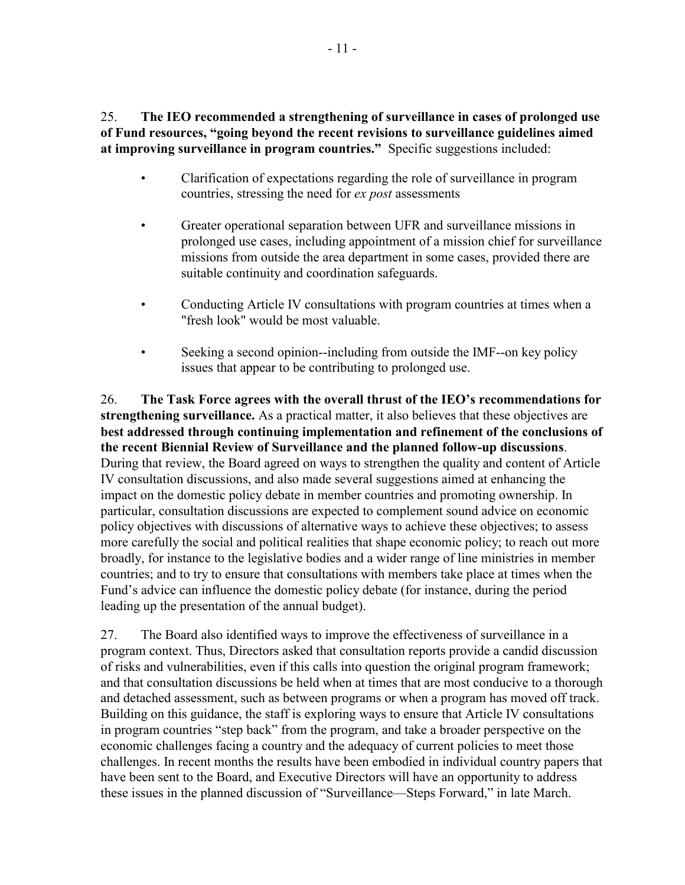25. **The IEO recommended a strengthening of surveillance in cases of prolonged use of Fund resources, "going beyond the recent revisions to surveillance guidelines aimed at improving surveillance in program countries."** Specific suggestions included:

- Clarification of expectations regarding the role of surveillance in program countries, stressing the need for *ex post* assessments

- Greater operational separation between UFR and surveillance missions in prolonged use cases, including appointment of a mission chief for surveillance missions from outside the area department in some cases, provided there are suitable continuity and coordination safeguards.

- Conducting Article IV consultations with program countries at times when a "fresh look" would be most valuable.

- Seeking a second opinion--including from outside the IMF--on key policy issues that appear to be contributing to prolonged use.

26. **The Task Force agrees with the overall thrust of the IEO's recommendations for strengthening surveillance.** As a practical matter, it also believes that these objectives are **best addressed through continuing implementation and refinement of the conclusions of the recent Biennial Review of Surveillance and the planned follow-up discussions**. During that review, the Board agreed on ways to strengthen the quality and content of Article IV consultation discussions, and also made several suggestions aimed at enhancing the impact on the domestic policy debate in member countries and promoting ownership. In particular, consultation discussions are expected to complement sound advice on economic policy objectives with discussions of alternative ways to achieve these objectives; to assess more carefully the social and political realities that shape economic policy; to reach out more broadly, for instance to the legislative bodies and a wider range of line ministries in member countries; and to try to ensure that consultations with members take place at times when the Fund's advice can influence the domestic policy debate (for instance, during the period leading up the presentation of the annual budget).

27. The Board also identified ways to improve the effectiveness of surveillance in a program context. Thus, Directors asked that consultation reports provide a candid discussion of risks and vulnerabilities, even if this calls into question the original program framework; and that consultation discussions be held when at times that are most conducive to a thorough and detached assessment, such as between programs or when a program has moved off track. Building on this guidance, the staff is exploring ways to ensure that Article IV consultations in program countries "step back" from the program, and take a broader perspective on the economic challenges facing a country and the adequacy of current policies to meet those challenges. In recent months the results have been embodied in individual country papers that have been sent to the Board, and Executive Directors will have an opportunity to address these issues in the planned discussion of "Surveillance—Steps Forward," in late March.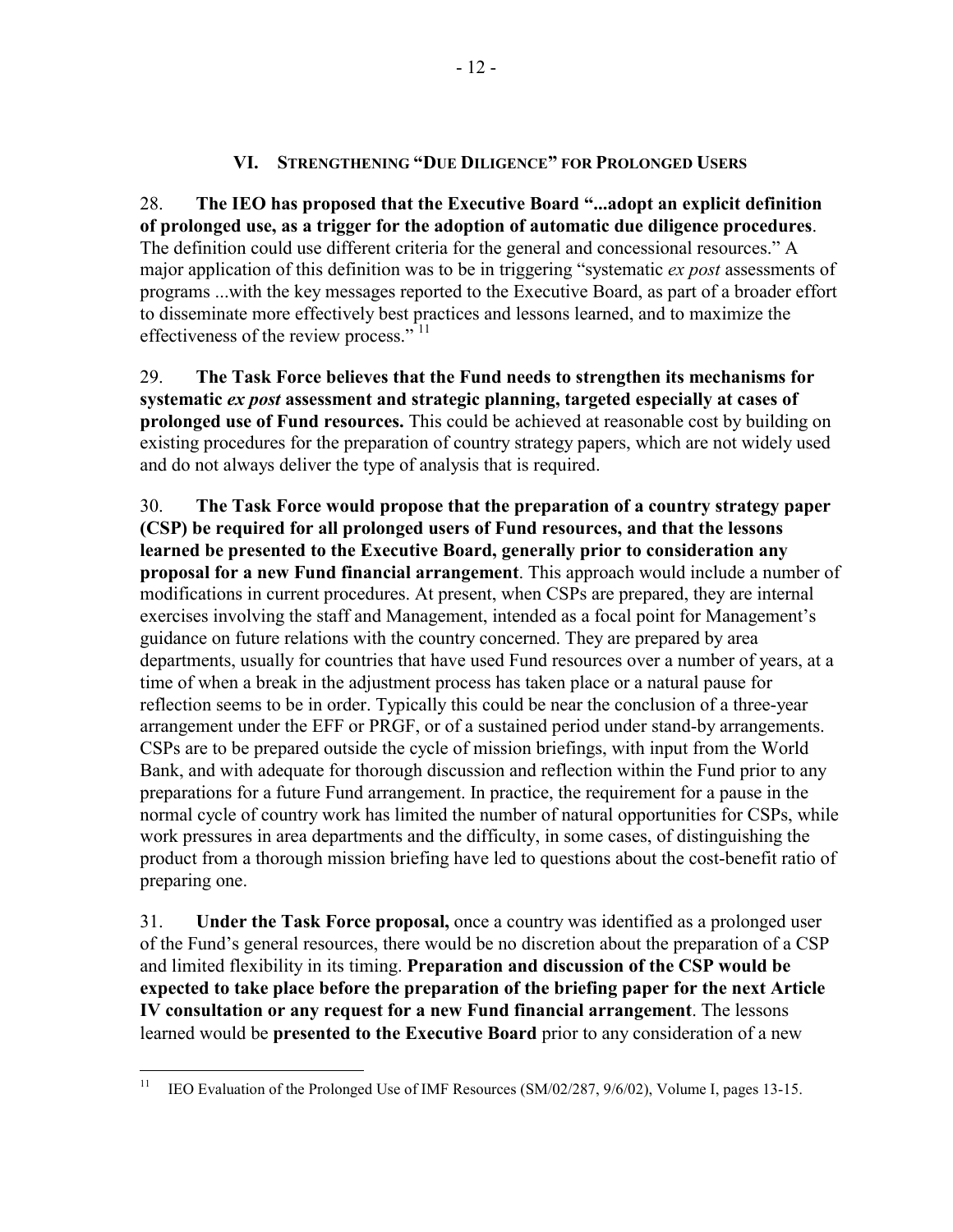## VI. STRENGTHENING "DUE DILIGENCE" FOR PROLONGED USERS

28. **The IEO has proposed that the Executive Board "...adopt an explicit definition of prolonged use, as a trigger for the adoption of automatic due diligence procedures**. The definition could use different criteria for the general and concessional resources." A major application of this definition was to be in triggering "systematic *ex post* assessments of programs ...with the key messages reported to the Executive Board, as part of a broader effort to disseminate more effectively best practices and lessons learned, and to maximize the effectiveness of the review process."[11]

29. **The Task Force believes that the Fund needs to strengthen its mechanisms for systematic *ex post* assessment and strategic planning, targeted especially at cases of prolonged use of Fund resources.** This could be achieved at reasonable cost by building on existing procedures for the preparation of country strategy papers, which are not widely used and do not always deliver the type of analysis that is required.

30. **The Task Force would propose that the preparation of a country strategy paper (CSP) be required for all prolonged users of Fund resources, and that the lessons learned be presented to the Executive Board, generally prior to consideration any proposal for a new Fund financial arrangement**. This approach would include a number of modifications in current procedures. At present, when CSPs are prepared, they are internal exercises involving the staff and Management, intended as a focal point for Management's guidance on future relations with the country concerned. They are prepared by area departments, usually for countries that have used Fund resources over a number of years, at a time of when a break in the adjustment process has taken place or a natural pause for reflection seems to be in order. Typically this could be near the conclusion of a three-year arrangement under the EFF or PRGF, or of a sustained period under stand-by arrangements. CSPs are to be prepared outside the cycle of mission briefings, with input from the World Bank, and with adequate for thorough discussion and reflection within the Fund prior to any preparations for a future Fund arrangement. In practice, the requirement for a pause in the normal cycle of country work has limited the number of natural opportunities for CSPs, while work pressures in area departments and the difficulty, in some cases, of distinguishing the product from a thorough mission briefing have led to questions about the cost-benefit ratio of preparing one.

31. **Under the Task Force proposal,** once a country was identified as a prolonged user of the Fund's general resources, there would be no discretion about the preparation of a CSP and limited flexibility in its timing. **Preparation and discussion of the CSP would be expected to take place before the preparation of the briefing paper for the next Article IV consultation or any request for a new Fund financial arrangement**. The lessons learned would be **presented to the Executive Board** prior to any consideration of a new

---

[11] IEO Evaluation of the Prolonged Use of IMF Resources (SM/02/287, 9/6/02), Volume I, pages 13-15.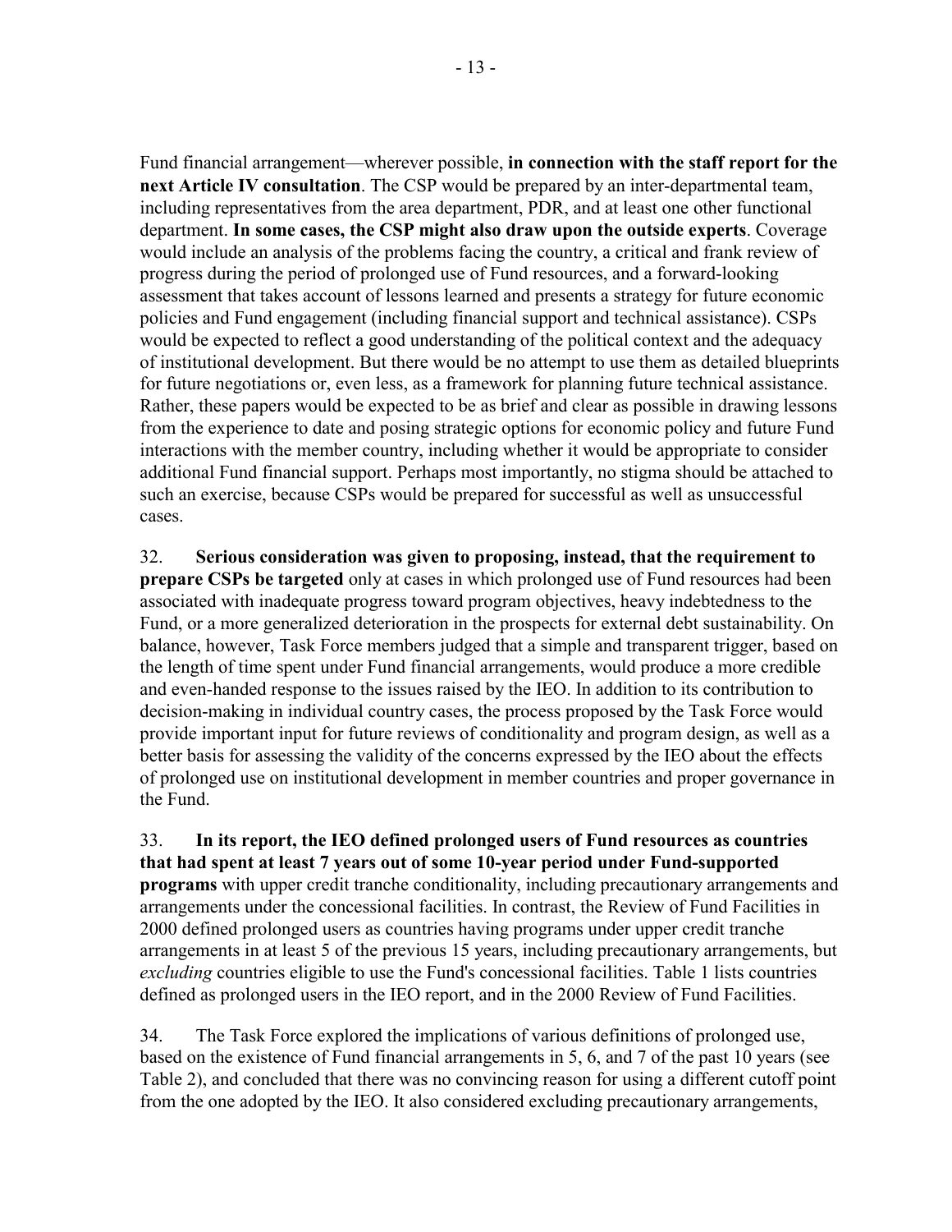Fund financial arrangement—wherever possible, **in connection with the staff report for the next Article IV consultation**. The CSP would be prepared by an inter-departmental team, including representatives from the area department, PDR, and at least one other functional department. **In some cases, the CSP might also draw upon the outside experts**. Coverage would include an analysis of the problems facing the country, a critical and frank review of progress during the period of prolonged use of Fund resources, and a forward-looking assessment that takes account of lessons learned and presents a strategy for future economic policies and Fund engagement (including financial support and technical assistance). CSPs would be expected to reflect a good understanding of the political context and the adequacy of institutional development. But there would be no attempt to use them as detailed blueprints for future negotiations or, even less, as a framework for planning future technical assistance. Rather, these papers would be expected to be as brief and clear as possible in drawing lessons from the experience to date and posing strategic options for economic policy and future Fund interactions with the member country, including whether it would be appropriate to consider additional Fund financial support. Perhaps most importantly, no stigma should be attached to such an exercise, because CSPs would be prepared for successful as well as unsuccessful cases.

32. **Serious consideration was given to proposing, instead, that the requirement to prepare CSPs be targeted** only at cases in which prolonged use of Fund resources had been associated with inadequate progress toward program objectives, heavy indebtedness to the Fund, or a more generalized deterioration in the prospects for external debt sustainability. On balance, however, Task Force members judged that a simple and transparent trigger, based on the length of time spent under Fund financial arrangements, would produce a more credible and even-handed response to the issues raised by the IEO. In addition to its contribution to decision-making in individual country cases, the process proposed by the Task Force would provide important input for future reviews of conditionality and program design, as well as a better basis for assessing the validity of the concerns expressed by the IEO about the effects of prolonged use on institutional development in member countries and proper governance in the Fund.

33. **In its report, the IEO defined prolonged users of Fund resources as countries that had spent at least 7 years out of some 10-year period under Fund-supported programs** with upper credit tranche conditionality, including precautionary arrangements and arrangements under the concessional facilities. In contrast, the Review of Fund Facilities in 2000 defined prolonged users as countries having programs under upper credit tranche arrangements in at least 5 of the previous 15 years, including precautionary arrangements, but *excluding* countries eligible to use the Fund's concessional facilities. Table 1 lists countries defined as prolonged users in the IEO report, and in the 2000 Review of Fund Facilities.

34. The Task Force explored the implications of various definitions of prolonged use, based on the existence of Fund financial arrangements in 5, 6, and 7 of the past 10 years (see Table 2), and concluded that there was no convincing reason for using a different cutoff point from the one adopted by the IEO. It also considered excluding precautionary arrangements,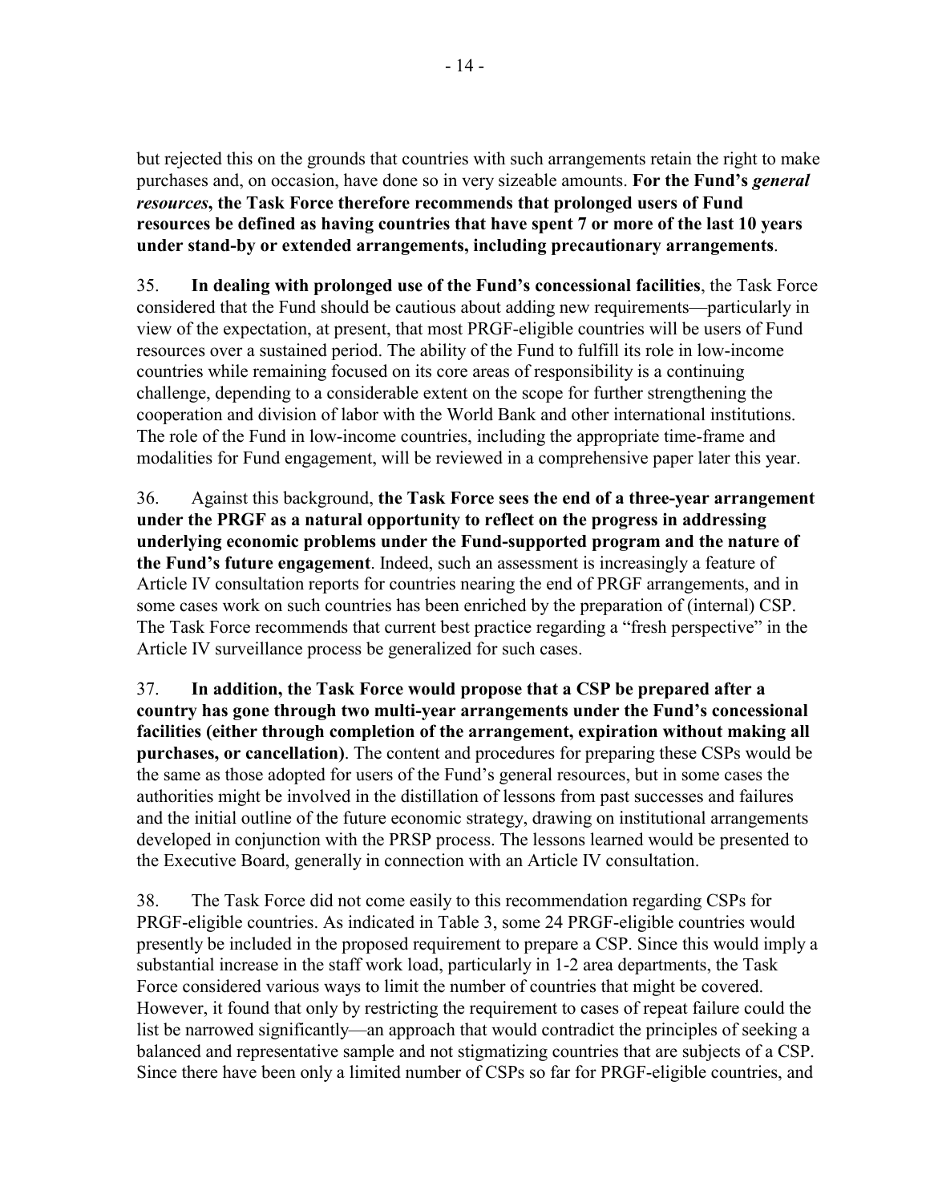but rejected this on the grounds that countries with such arrangements retain the right to make purchases and, on occasion, have done so in very sizeable amounts. **For the Fund's *general resources*, the Task Force therefore recommends that prolonged users of Fund resources be defined as having countries that have spent 7 or more of the last 10 years under stand-by or extended arrangements, including precautionary arrangements**.

35. **In dealing with prolonged use of the Fund's concessional facilities**, the Task Force considered that the Fund should be cautious about adding new requirements—particularly in view of the expectation, at present, that most PRGF-eligible countries will be users of Fund resources over a sustained period. The ability of the Fund to fulfill its role in low-income countries while remaining focused on its core areas of responsibility is a continuing challenge, depending to a considerable extent on the scope for further strengthening the cooperation and division of labor with the World Bank and other international institutions. The role of the Fund in low-income countries, including the appropriate time-frame and modalities for Fund engagement, will be reviewed in a comprehensive paper later this year.

36. Against this background, **the Task Force sees the end of a three-year arrangement under the PRGF as a natural opportunity to reflect on the progress in addressing underlying economic problems under the Fund-supported program and the nature of the Fund's future engagement**. Indeed, such an assessment is increasingly a feature of Article IV consultation reports for countries nearing the end of PRGF arrangements, and in some cases work on such countries has been enriched by the preparation of (internal) CSP. The Task Force recommends that current best practice regarding a "fresh perspective" in the Article IV surveillance process be generalized for such cases.

37. **In addition, the Task Force would propose that a CSP be prepared after a country has gone through two multi-year arrangements under the Fund's concessional facilities (either through completion of the arrangement, expiration without making all purchases, or cancellation)**. The content and procedures for preparing these CSPs would be the same as those adopted for users of the Fund's general resources, but in some cases the authorities might be involved in the distillation of lessons from past successes and failures and the initial outline of the future economic strategy, drawing on institutional arrangements developed in conjunction with the PRSP process. The lessons learned would be presented to the Executive Board, generally in connection with an Article IV consultation.

38. The Task Force did not come easily to this recommendation regarding CSPs for PRGF-eligible countries. As indicated in Table 3, some 24 PRGF-eligible countries would presently be included in the proposed requirement to prepare a CSP. Since this would imply a substantial increase in the staff work load, particularly in 1-2 area departments, the Task Force considered various ways to limit the number of countries that might be covered. However, it found that only by restricting the requirement to cases of repeat failure could the list be narrowed significantly—an approach that would contradict the principles of seeking a balanced and representative sample and not stigmatizing countries that are subjects of a CSP. Since there have been only a limited number of CSPs so far for PRGF-eligible countries, and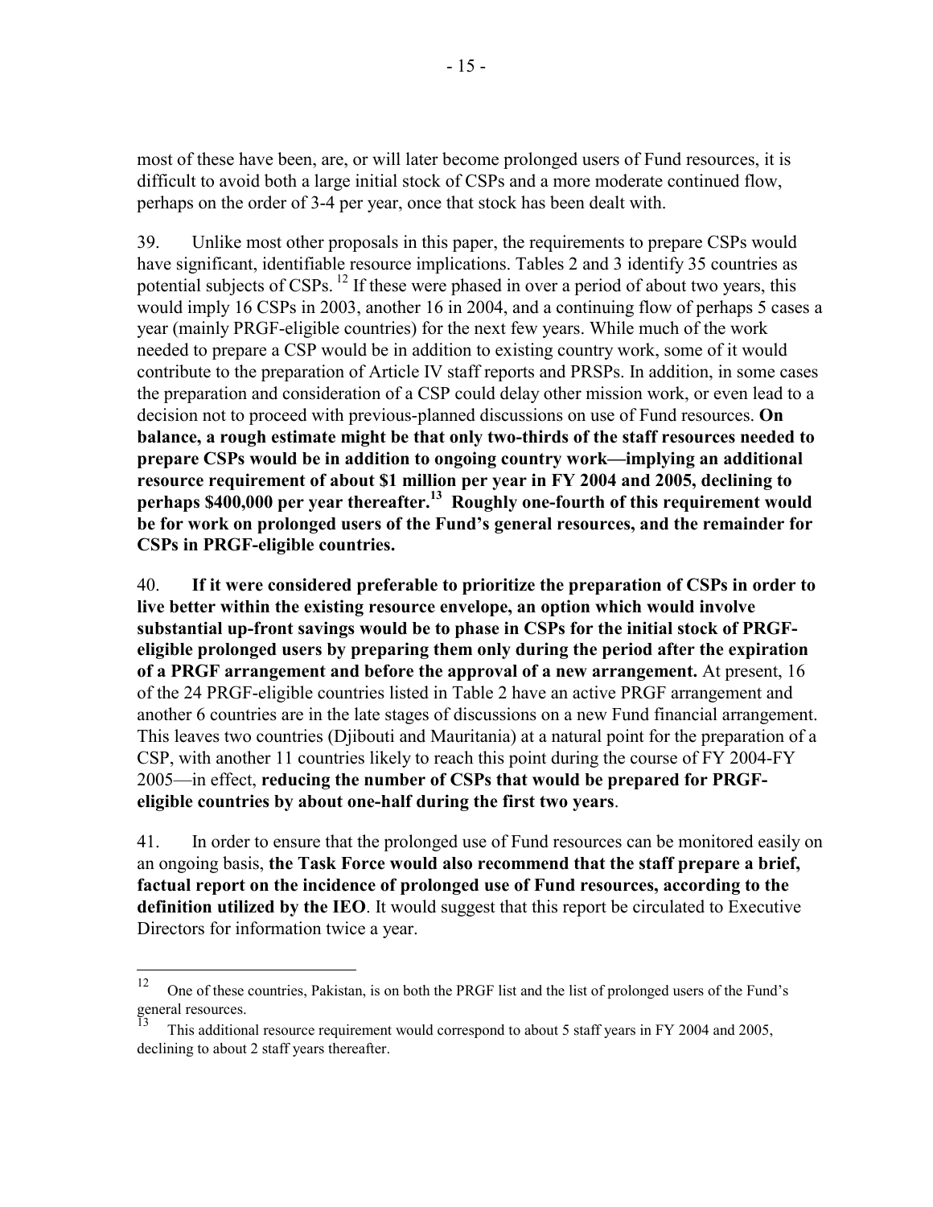most of these have been, are, or will later become prolonged users of Fund resources, it is difficult to avoid both a large initial stock of CSPs and a more moderate continued flow, perhaps on the order of 3-4 per year, once that stock has been dealt with.

39. Unlike most other proposals in this paper, the requirements to prepare CSPs would have significant, identifiable resource implications. Tables 2 and 3 identify 35 countries as potential subjects of CSPs.[12] If these were phased in over a period of about two years, this would imply 16 CSPs in 2003, another 16 in 2004, and a continuing flow of perhaps 5 cases a year (mainly PRGF-eligible countries) for the next few years. While much of the work needed to prepare a CSP would be in addition to existing country work, some of it would contribute to the preparation of Article IV staff reports and PRSPs. In addition, in some cases the preparation and consideration of a CSP could delay other mission work, or even lead to a decision not to proceed with previous-planned discussions on use of Fund resources. **On balance, a rough estimate might be that only two-thirds of the staff resources needed to prepare CSPs would be in addition to ongoing country work—implying an additional resource requirement of about $1 million per year in FY 2004 and 2005, declining to perhaps $400,000 per year thereafter.[13] Roughly one-fourth of this requirement would be for work on prolonged users of the Fund's general resources, and the remainder for CSPs in PRGF-eligible countries.**

40. **If it were considered preferable to prioritize the preparation of CSPs in order to live better within the existing resource envelope, an option which would involve substantial up-front savings would be to phase in CSPs for the initial stock of PRGF-eligible prolonged users by preparing them only during the period after the expiration of a PRGF arrangement and before the approval of a new arrangement.** At present, 16 of the 24 PRGF-eligible countries listed in Table 2 have an active PRGF arrangement and another 6 countries are in the late stages of discussions on a new Fund financial arrangement. This leaves two countries (Djibouti and Mauritania) at a natural point for the preparation of a CSP, with another 11 countries likely to reach this point during the course of FY 2004-FY 2005—in effect, **reducing the number of CSPs that would be prepared for PRGF-eligible countries by about one-half during the first two years**.

41. In order to ensure that the prolonged use of Fund resources can be monitored easily on an ongoing basis, **the Task Force would also recommend that the staff prepare a brief, factual report on the incidence of prolonged use of Fund resources, according to the definition utilized by the IEO**. It would suggest that this report be circulated to Executive Directors for information twice a year.

---

[12] One of these countries, Pakistan, is on both the PRGF list and the list of prolonged users of the Fund's general resources.

[13] This additional resource requirement would correspond to about 5 staff years in FY 2004 and 2005, declining to about 2 staff years thereafter.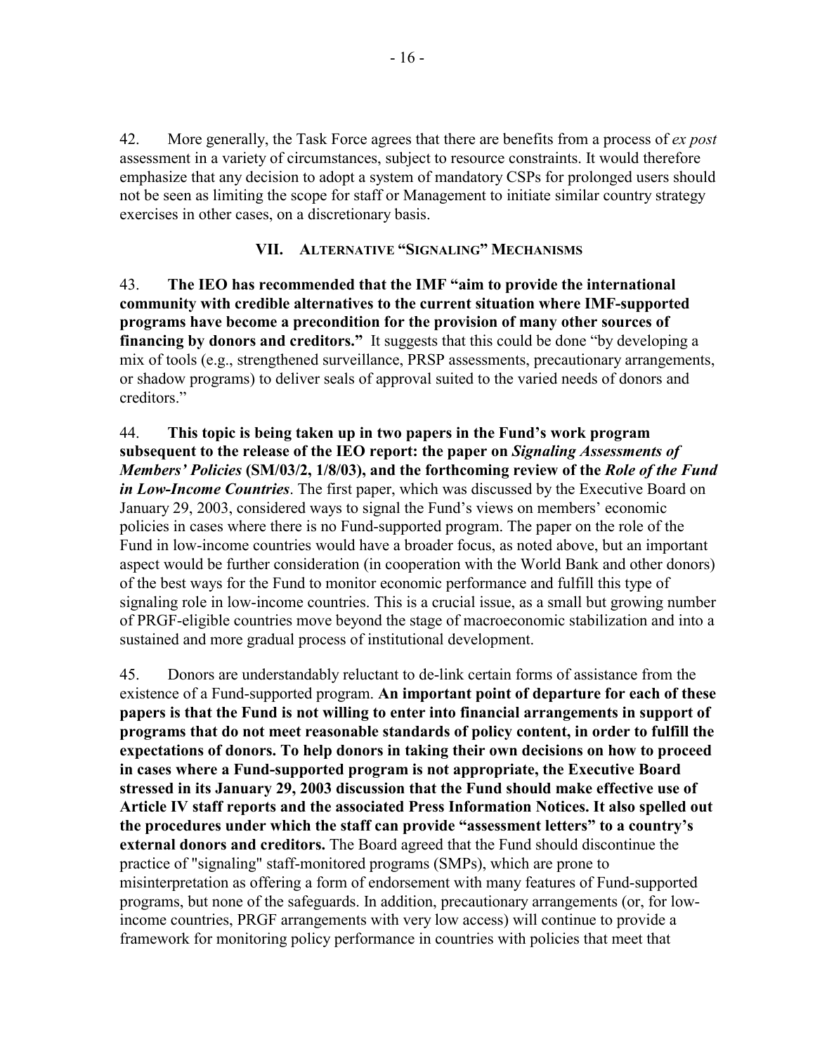42. More generally, the Task Force agrees that there are benefits from a process of *ex post* assessment in a variety of circumstances, subject to resource constraints. It would therefore emphasize that any decision to adopt a system of mandatory CSPs for prolonged users should not be seen as limiting the scope for staff or Management to initiate similar country strategy exercises in other cases, on a discretionary basis.

## VII. Alternative "Signaling" Mechanisms

43. **The IEO has recommended that the IMF "aim to provide the international community with credible alternatives to the current situation where IMF-supported programs have become a precondition for the provision of many other sources of financing by donors and creditors."** It suggests that this could be done "by developing a mix of tools (e.g., strengthened surveillance, PRSP assessments, precautionary arrangements, or shadow programs) to deliver seals of approval suited to the varied needs of donors and creditors."

44. **This topic is being taken up in two papers in the Fund's work program subsequent to the release of the IEO report: the paper on *Signaling Assessments of Members' Policies* (SM/03/2, 1/8/03), and the forthcoming review of the *Role of the Fund in Low-Income Countries***. The first paper, which was discussed by the Executive Board on January 29, 2003, considered ways to signal the Fund's views on members' economic policies in cases where there is no Fund-supported program. The paper on the role of the Fund in low-income countries would have a broader focus, as noted above, but an important aspect would be further consideration (in cooperation with the World Bank and other donors) of the best ways for the Fund to monitor economic performance and fulfill this type of signaling role in low-income countries. This is a crucial issue, as a small but growing number of PRGF-eligible countries move beyond the stage of macroeconomic stabilization and into a sustained and more gradual process of institutional development.

45. Donors are understandably reluctant to de-link certain forms of assistance from the existence of a Fund-supported program. **An important point of departure for each of these papers is that the Fund is not willing to enter into financial arrangements in support of programs that do not meet reasonable standards of policy content, in order to fulfill the expectations of donors. To help donors in taking their own decisions on how to proceed in cases where a Fund-supported program is not appropriate, the Executive Board stressed in its January 29, 2003 discussion that the Fund should make effective use of Article IV staff reports and the associated Press Information Notices. It also spelled out the procedures under which the staff can provide "assessment letters" to a country's external donors and creditors.** The Board agreed that the Fund should discontinue the practice of "signaling" staff-monitored programs (SMPs), which are prone to misinterpretation as offering a form of endorsement with many features of Fund-supported programs, but none of the safeguards. In addition, precautionary arrangements (or, for low-income countries, PRGF arrangements with very low access) will continue to provide a framework for monitoring policy performance in countries with policies that meet that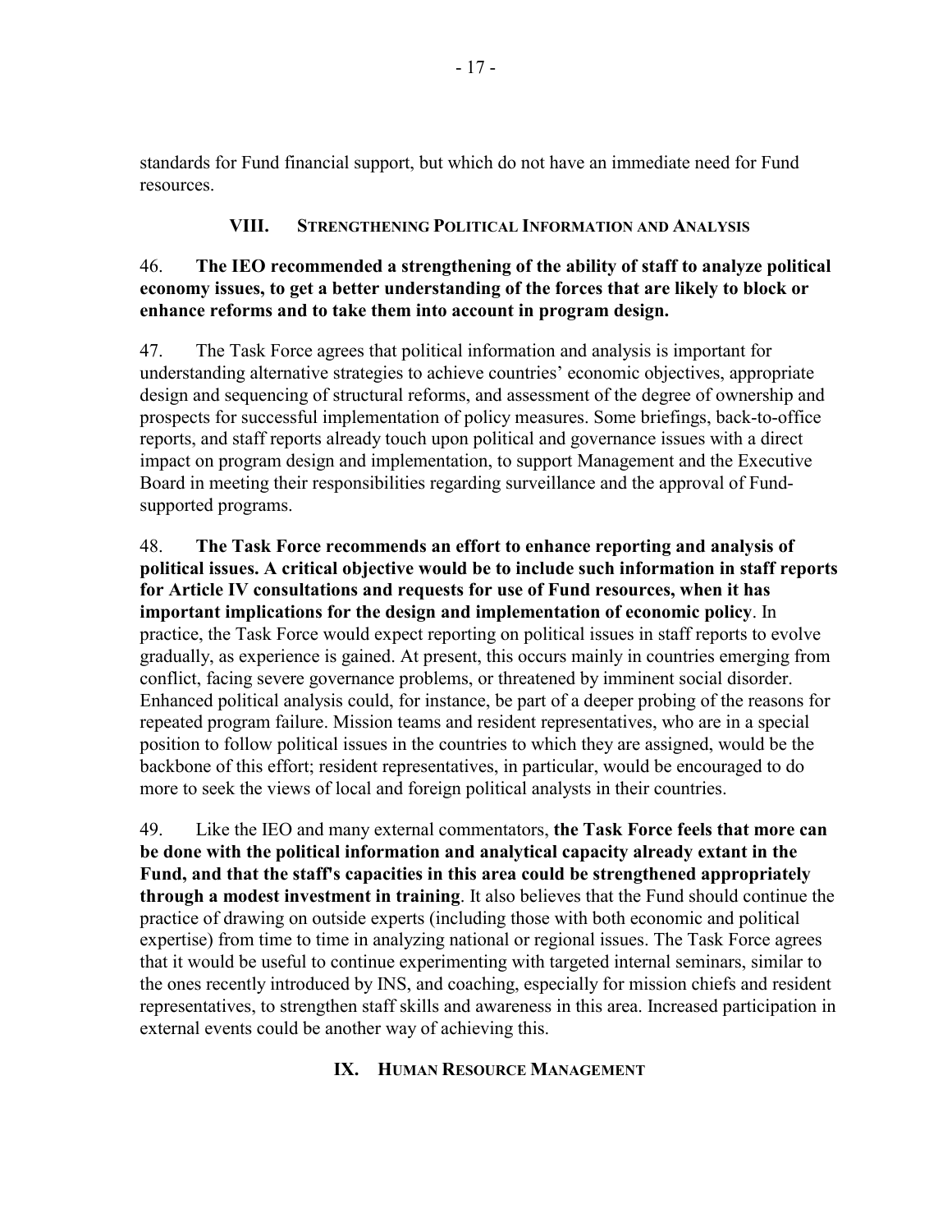standards for Fund financial support, but which do not have an immediate need for Fund resources.

## VIII. Strengthening Political Information and Analysis

46. **The IEO recommended a strengthening of the ability of staff to analyze political economy issues, to get a better understanding of the forces that are likely to block or enhance reforms and to take them into account in program design.**

47. The Task Force agrees that political information and analysis is important for understanding alternative strategies to achieve countries' economic objectives, appropriate design and sequencing of structural reforms, and assessment of the degree of ownership and prospects for successful implementation of policy measures. Some briefings, back-to-office reports, and staff reports already touch upon political and governance issues with a direct impact on program design and implementation, to support Management and the Executive Board in meeting their responsibilities regarding surveillance and the approval of Fund-supported programs.

48. **The Task Force recommends an effort to enhance reporting and analysis of political issues. A critical objective would be to include such information in staff reports for Article IV consultations and requests for use of Fund resources, when it has important implications for the design and implementation of economic policy**. In practice, the Task Force would expect reporting on political issues in staff reports to evolve gradually, as experience is gained. At present, this occurs mainly in countries emerging from conflict, facing severe governance problems, or threatened by imminent social disorder. Enhanced political analysis could, for instance, be part of a deeper probing of the reasons for repeated program failure. Mission teams and resident representatives, who are in a special position to follow political issues in the countries to which they are assigned, would be the backbone of this effort; resident representatives, in particular, would be encouraged to do more to seek the views of local and foreign political analysts in their countries.

49. Like the IEO and many external commentators, **the Task Force feels that more can be done with the political information and analytical capacity already extant in the Fund, and that the staff's capacities in this area could be strengthened appropriately through a modest investment in training**. It also believes that the Fund should continue the practice of drawing on outside experts (including those with both economic and political expertise) from time to time in analyzing national or regional issues. The Task Force agrees that it would be useful to continue experimenting with targeted internal seminars, similar to the ones recently introduced by INS, and coaching, especially for mission chiefs and resident representatives, to strengthen staff skills and awareness in this area. Increased participation in external events could be another way of achieving this.

## IX. Human Resource Management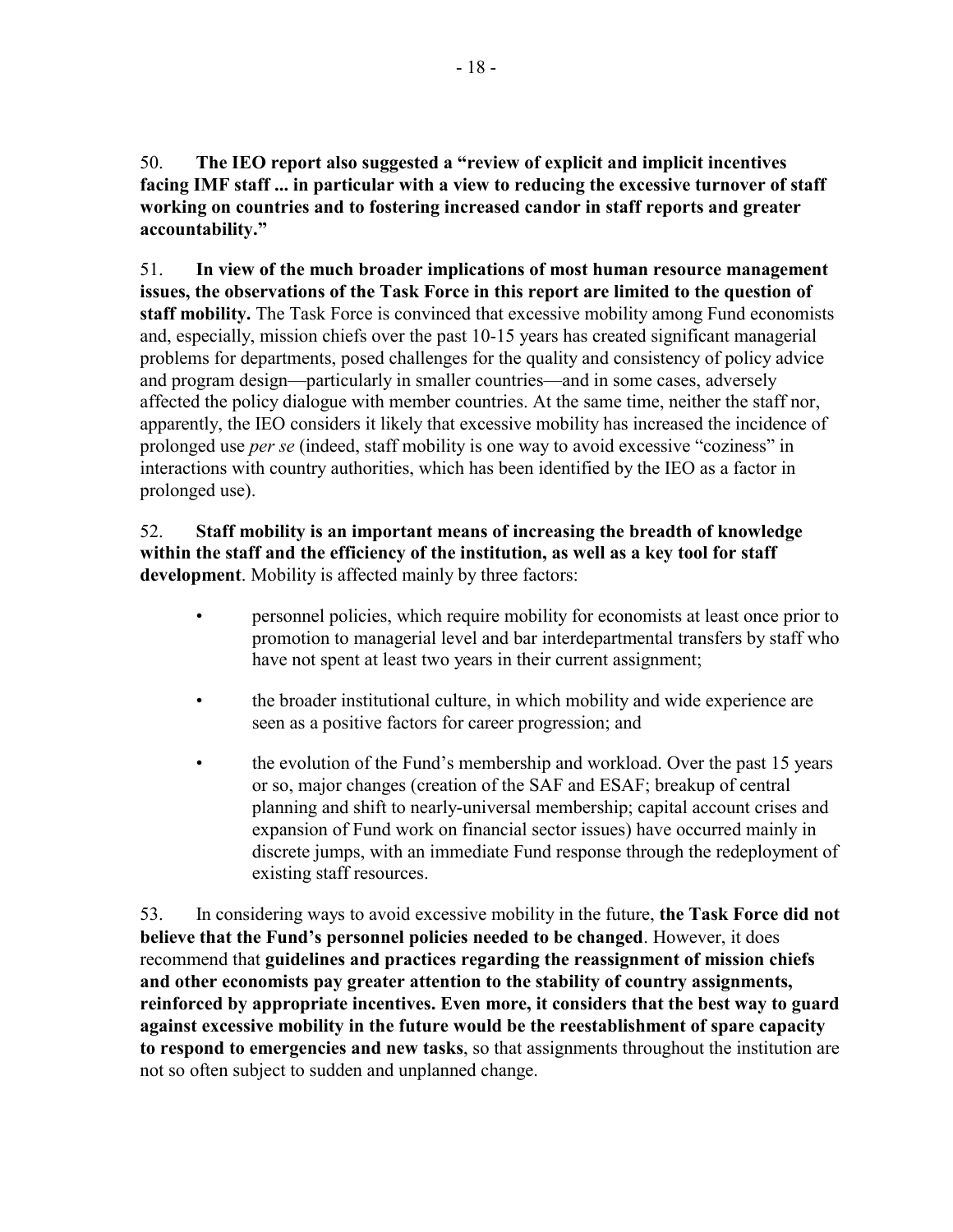50. **The IEO report also suggested a "review of explicit and implicit incentives facing IMF staff ... in particular with a view to reducing the excessive turnover of staff working on countries and to fostering increased candor in staff reports and greater accountability."**

51. **In view of the much broader implications of most human resource management issues, the observations of the Task Force in this report are limited to the question of staff mobility.** The Task Force is convinced that excessive mobility among Fund economists and, especially, mission chiefs over the past 10-15 years has created significant managerial problems for departments, posed challenges for the quality and consistency of policy advice and program design—particularly in smaller countries—and in some cases, adversely affected the policy dialogue with member countries. At the same time, neither the staff nor, apparently, the IEO considers it likely that excessive mobility has increased the incidence of prolonged use *per se* (indeed, staff mobility is one way to avoid excessive "coziness" in interactions with country authorities, which has been identified by the IEO as a factor in prolonged use).

52. **Staff mobility is an important means of increasing the breadth of knowledge within the staff and the efficiency of the institution, as well as a key tool for staff development**. Mobility is affected mainly by three factors:

- personnel policies, which require mobility for economists at least once prior to promotion to managerial level and bar interdepartmental transfers by staff who have not spent at least two years in their current assignment;
- the broader institutional culture, in which mobility and wide experience are seen as a positive factors for career progression; and
- the evolution of the Fund's membership and workload. Over the past 15 years or so, major changes (creation of the SAF and ESAF; breakup of central planning and shift to nearly-universal membership; capital account crises and expansion of Fund work on financial sector issues) have occurred mainly in discrete jumps, with an immediate Fund response through the redeployment of existing staff resources.

53. In considering ways to avoid excessive mobility in the future, **the Task Force did not believe that the Fund's personnel policies needed to be changed**. However, it does recommend that **guidelines and practices regarding the reassignment of mission chiefs and other economists pay greater attention to the stability of country assignments, reinforced by appropriate incentives. Even more, it considers that the best way to guard against excessive mobility in the future would be the reestablishment of spare capacity to respond to emergencies and new tasks**, so that assignments throughout the institution are not so often subject to sudden and unplanned change.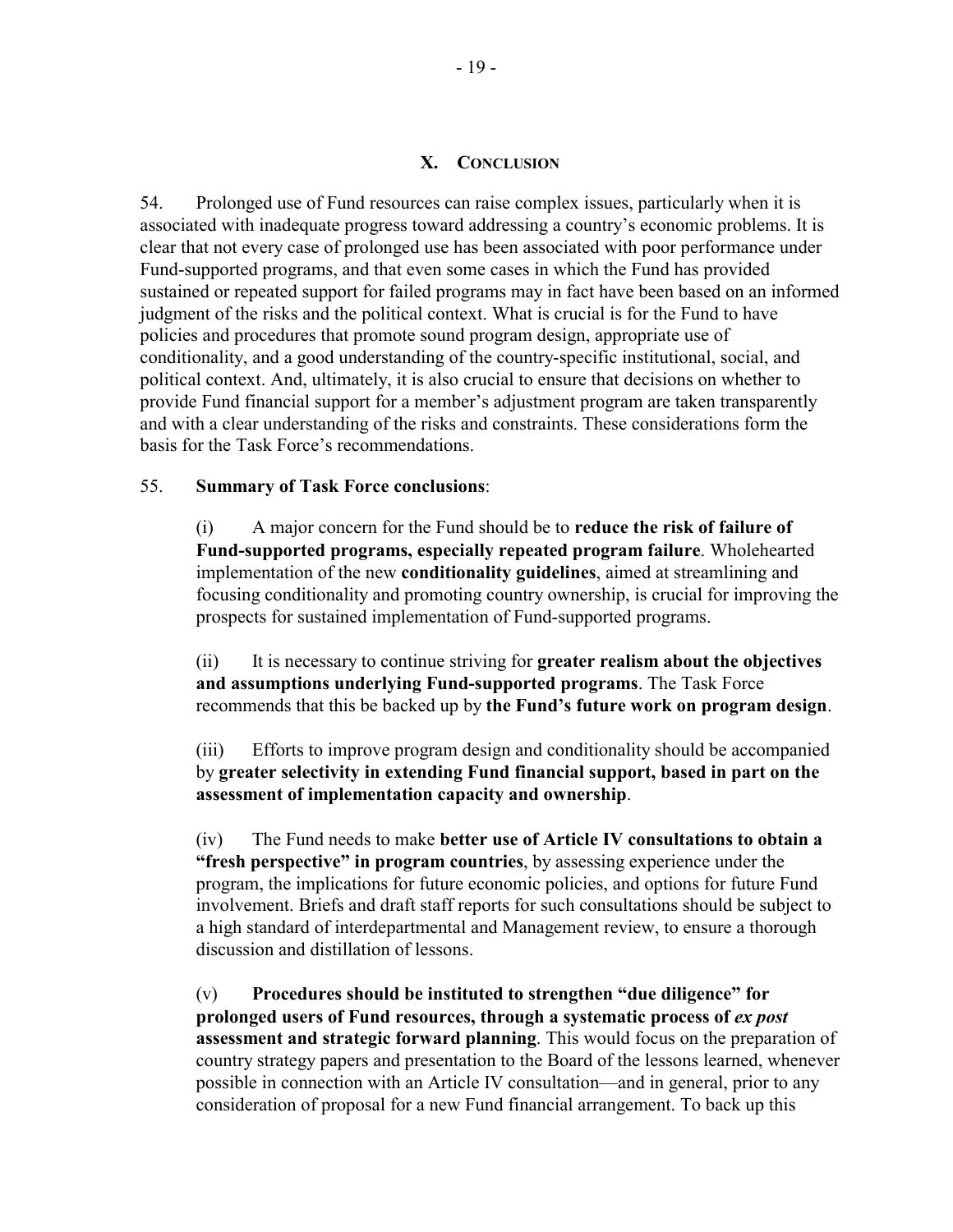## X. Conclusion

54. Prolonged use of Fund resources can raise complex issues, particularly when it is associated with inadequate progress toward addressing a country's economic problems. It is clear that not every case of prolonged use has been associated with poor performance under Fund-supported programs, and that even some cases in which the Fund has provided sustained or repeated support for failed programs may in fact have been based on an informed judgment of the risks and the political context. What is crucial is for the Fund to have policies and procedures that promote sound program design, appropriate use of conditionality, and a good understanding of the country-specific institutional, social, and political context. And, ultimately, it is also crucial to ensure that decisions on whether to provide Fund financial support for a member's adjustment program are taken transparently and with a clear understanding of the risks and constraints. These considerations form the basis for the Task Force's recommendations.

55. **Summary of Task Force conclusions**:

(i) A major concern for the Fund should be to **reduce the risk of failure of Fund-supported programs, especially repeated program failure**. Wholehearted implementation of the new **conditionality guidelines**, aimed at streamlining and focusing conditionality and promoting country ownership, is crucial for improving the prospects for sustained implementation of Fund-supported programs.

(ii) It is necessary to continue striving for **greater realism about the objectives and assumptions underlying Fund-supported programs**. The Task Force recommends that this be backed up by **the Fund's future work on program design**.

(iii) Efforts to improve program design and conditionality should be accompanied by **greater selectivity in extending Fund financial support, based in part on the assessment of implementation capacity and ownership**.

(iv) The Fund needs to make **better use of Article IV consultations to obtain a "fresh perspective" in program countries**, by assessing experience under the program, the implications for future economic policies, and options for future Fund involvement. Briefs and draft staff reports for such consultations should be subject to a high standard of interdepartmental and Management review, to ensure a thorough discussion and distillation of lessons.

(v) **Procedures should be instituted to strengthen "due diligence" for prolonged users of Fund resources, through a systematic process of *ex post* assessment and strategic forward planning**. This would focus on the preparation of country strategy papers and presentation to the Board of the lessons learned, whenever possible in connection with an Article IV consultation—and in general, prior to any consideration of proposal for a new Fund financial arrangement. To back up this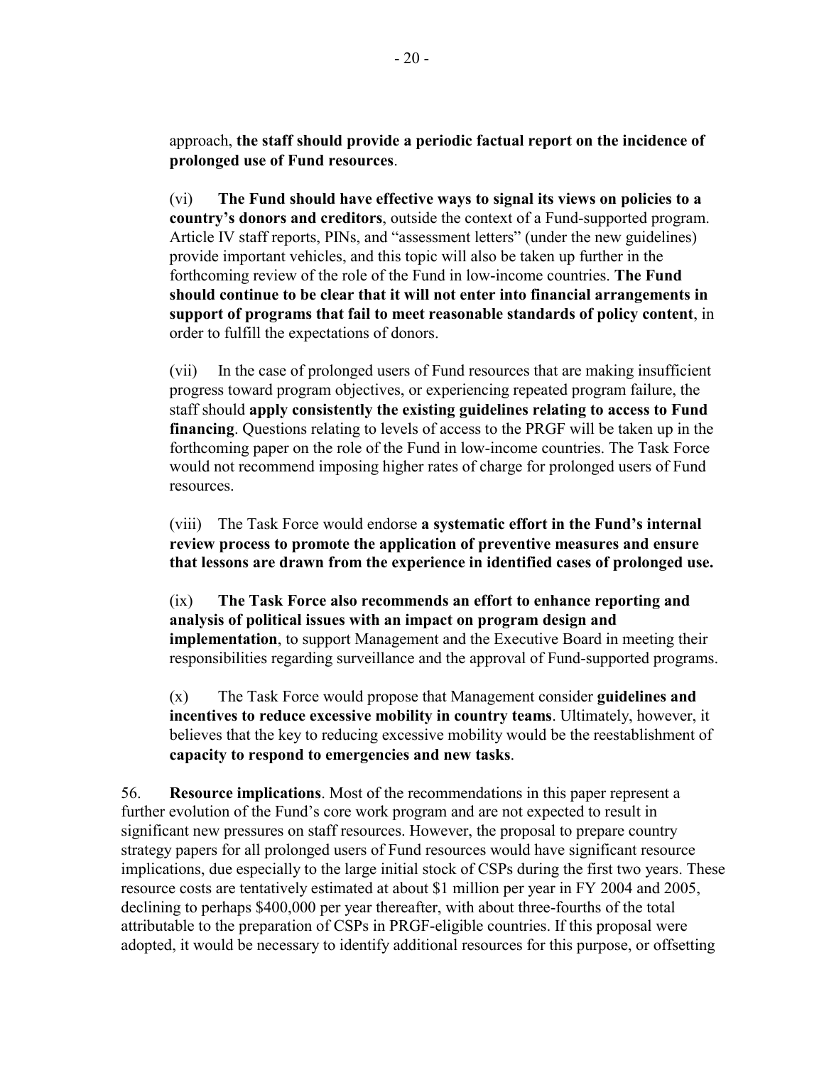approach, **the staff should provide a periodic factual report on the incidence of prolonged use of Fund resources**.

(vi) **The Fund should have effective ways to signal its views on policies to a country's donors and creditors**, outside the context of a Fund-supported program. Article IV staff reports, PINs, and "assessment letters" (under the new guidelines) provide important vehicles, and this topic will also be taken up further in the forthcoming review of the role of the Fund in low-income countries. **The Fund should continue to be clear that it will not enter into financial arrangements in support of programs that fail to meet reasonable standards of policy content**, in order to fulfill the expectations of donors.

(vii) In the case of prolonged users of Fund resources that are making insufficient progress toward program objectives, or experiencing repeated program failure, the staff should **apply consistently the existing guidelines relating to access to Fund financing**. Questions relating to levels of access to the PRGF will be taken up in the forthcoming paper on the role of the Fund in low-income countries. The Task Force would not recommend imposing higher rates of charge for prolonged users of Fund resources.

(viii) The Task Force would endorse **a systematic effort in the Fund's internal review process to promote the application of preventive measures and ensure that lessons are drawn from the experience in identified cases of prolonged use.**

(ix) **The Task Force also recommends an effort to enhance reporting and analysis of political issues with an impact on program design and implementation**, to support Management and the Executive Board in meeting their responsibilities regarding surveillance and the approval of Fund-supported programs.

(x) The Task Force would propose that Management consider **guidelines and incentives to reduce excessive mobility in country teams**. Ultimately, however, it believes that the key to reducing excessive mobility would be the reestablishment of **capacity to respond to emergencies and new tasks**.

56. **Resource implications**. Most of the recommendations in this paper represent a further evolution of the Fund's core work program and are not expected to result in significant new pressures on staff resources. However, the proposal to prepare country strategy papers for all prolonged users of Fund resources would have significant resource implications, due especially to the large initial stock of CSPs during the first two years. These resource costs are tentatively estimated at about $1 million per year in FY 2004 and 2005, declining to perhaps $400,000 per year thereafter, with about three-fourths of the total attributable to the preparation of CSPs in PRGF-eligible countries. If this proposal were adopted, it would be necessary to identify additional resources for this purpose, or offsetting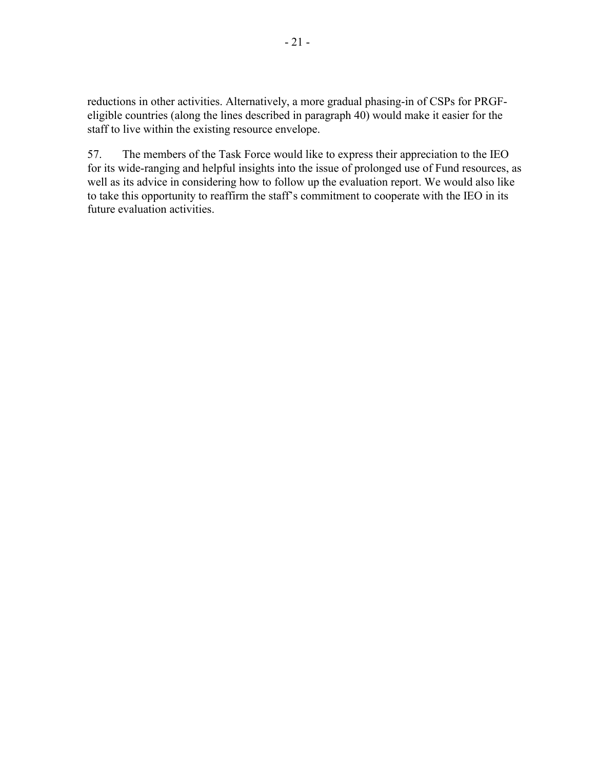reductions in other activities. Alternatively, a more gradual phasing-in of CSPs for PRGF-eligible countries (along the lines described in paragraph 40) would make it easier for the staff to live within the existing resource envelope.

57. The members of the Task Force would like to express their appreciation to the IEO for its wide-ranging and helpful insights into the issue of prolonged use of Fund resources, as well as its advice in considering how to follow up the evaluation report. We would also like to take this opportunity to reaffirm the staff's commitment to cooperate with the IEO in its future evaluation activities.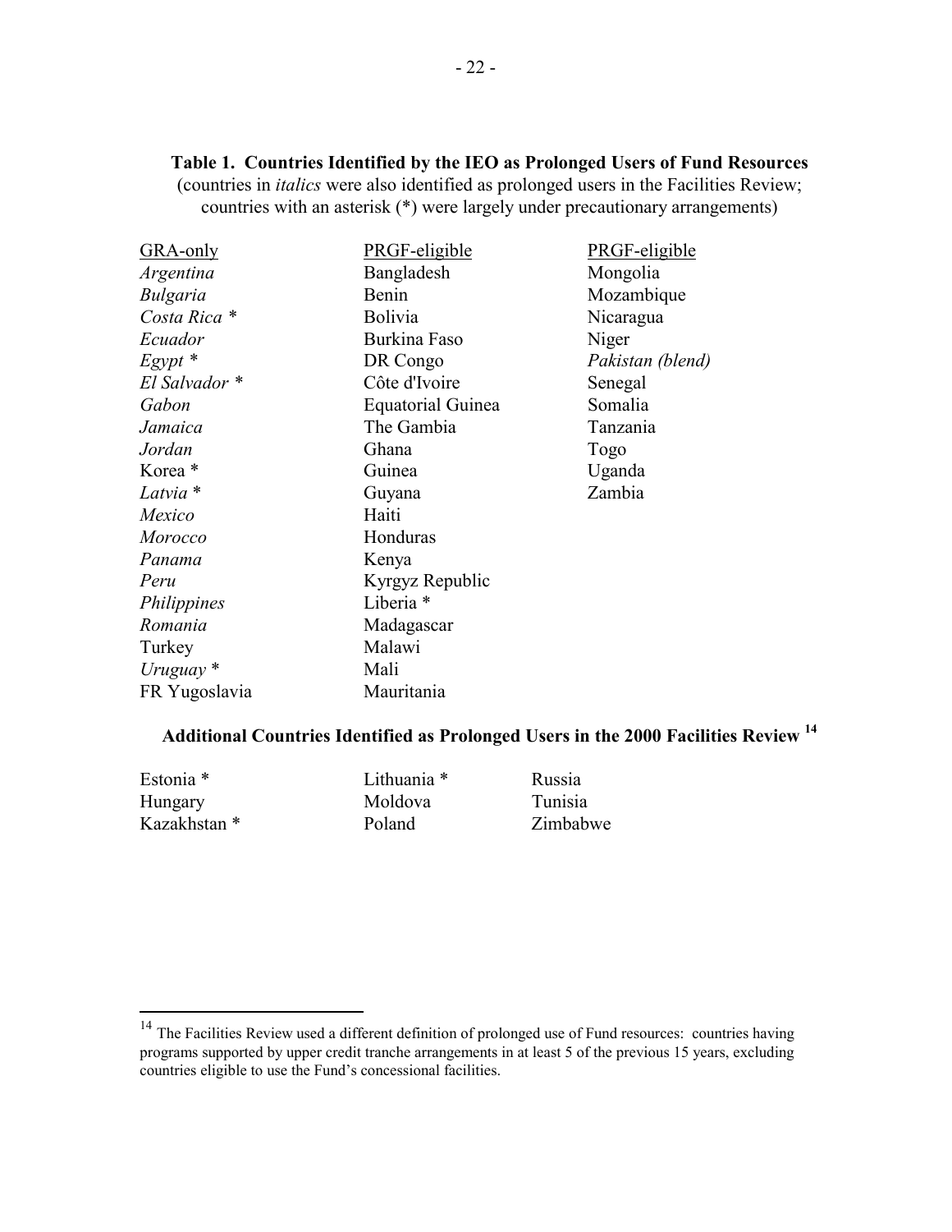**Table 1. Countries Identified by the IEO as Prolonged Users of Fund Resources**
(countries in *italics* were also identified as prolonged users in the Facilities Review; countries with an asterisk (*) were largely under precautionary arrangements)

| GRA-only | PRGF-eligible | PRGF-eligible |
|---|---|---|
| *Argentina* | Bangladesh | Mongolia |
| *Bulgaria* | Benin | Mozambique |
| *Costa Rica* * | Bolivia | Nicaragua |
| *Ecuador* | Burkina Faso | Niger |
| *Egypt* * | DR Congo | *Pakistan (blend)* |
| *El Salvador* * | Côte d'Ivoire | Senegal |
| *Gabon* | Equatorial Guinea | Somalia |
| *Jamaica* | The Gambia | Tanzania |
| *Jordan* | Ghana | Togo |
| Korea * | Guinea | Uganda |
| *Latvia* * | Guyana | Zambia |
| *Mexico* | Haiti | |
| *Morocco* | Honduras | |
| *Panama* | Kenya | |
| *Peru* | Kyrgyz Republic | |
| *Philippines* | Liberia * | |
| *Romania* | Madagascar | |
| Turkey | Malawi | |
| *Uruguay* * | Mali | |
| FR Yugoslavia | Mauritania | |

**Additional Countries Identified as Prolonged Users in the 2000 Facilities Review [14]**

| | | |
|---|---|---|
| Estonia * | Lithuania * | Russia |
| Hungary | Moldova | Tunisia |
| Kazakhstan * | Poland | Zimbabwe |

[14] The Facilities Review used a different definition of prolonged use of Fund resources: countries having programs supported by upper credit tranche arrangements in at least 5 of the previous 15 years, excluding countries eligible to use the Fund's concessional facilities.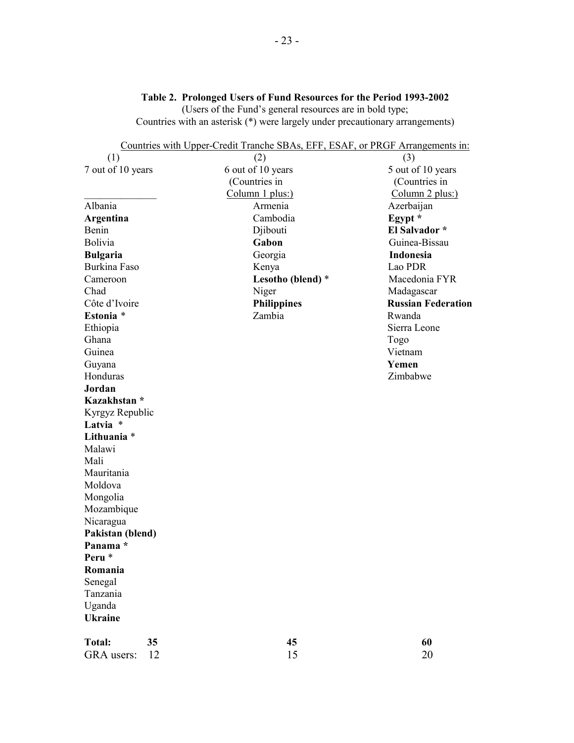**Table 2. Prolonged Users of Fund Resources for the Period 1993-2002**
(Users of the Fund's general resources are in bold type;
Countries with an asterisk (*) were largely under precautionary arrangements)

| Countries with Upper-Credit Tranche SBAs, EFF, ESAF, or PRGF Arrangements in: | | |
|---|---|---|
| (1) 7 out of 10 years | (2) 6 out of 10 years (Countries in Column 1 plus:) | (3) 5 out of 10 years (Countries in Column 2 plus:) |
| Albania | Armenia | Azerbaijan |
| **Argentina** | Cambodia | **Egypt** * |
| Benin | Djibouti | **El Salvador** * |
| Bolivia | **Gabon** | Guinea-Bissau |
| **Bulgaria** | Georgia | **Indonesia** |
| Burkina Faso | Kenya | Lao PDR |
| Cameroon | **Lesotho (blend)** * | Macedonia FYR |
| Chad | Niger | Madagascar |
| Côte d'Ivoire | **Philippines** | **Russian Federation** |
| **Estonia** * | Zambia | Rwanda |
| Ethiopia | | Sierra Leone |
| Ghana | | Togo |
| Guinea | | Vietnam |
| Guyana | | **Yemen** |
| Honduras | | Zimbabwe |
| **Jordan** | | |
| **Kazakhstan** * | | |
| Kyrgyz Republic | | |
| **Latvia** * | | |
| **Lithuania** * | | |
| Malawi | | |
| Mali | | |
| Mauritania | | |
| Moldova | | |
| Mongolia | | |
| Mozambique | | |
| Nicaragua | | |
| **Pakistan (blend)** | | |
| **Panama** * | | |
| **Peru** * | | |
| **Romania** | | |
| Senegal | | |
| Tanzania | | |
| Uganda | | |
| **Ukraine** | | |
| **Total: 35** | **45** | **60** |
| GRA users: 12 | 15 | 20 |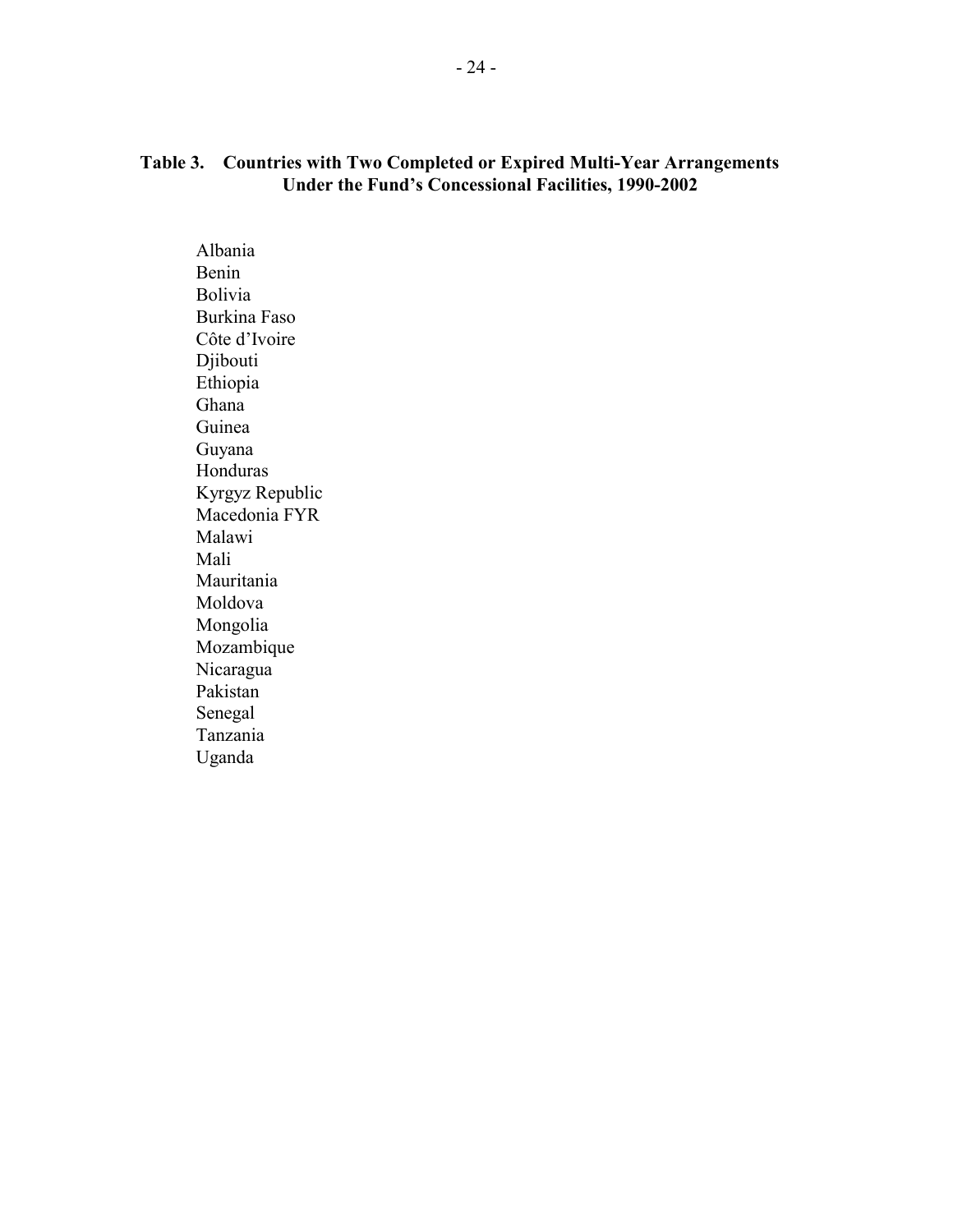**Table 3. Countries with Two Completed or Expired Multi-Year Arrangements Under the Fund's Concessional Facilities, 1990-2002**

Albania
Benin
Bolivia
Burkina Faso
Côte d'Ivoire
Djibouti
Ethiopia
Ghana
Guinea
Guyana
Honduras
Kyrgyz Republic
Macedonia FYR
Malawi
Mali
Mauritania
Moldova
Mongolia
Mozambique
Nicaragua
Pakistan
Senegal
Tanzania
Uganda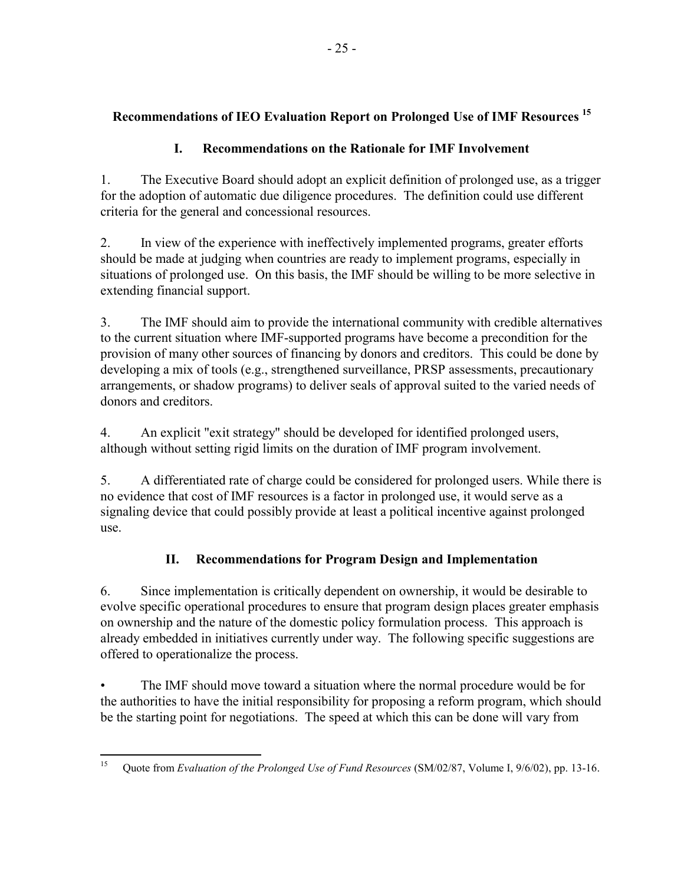## Recommendations of IEO Evaluation Report on Prolonged Use of IMF Resources [15]

### I. Recommendations on the Rationale for IMF Involvement

1. The Executive Board should adopt an explicit definition of prolonged use, as a trigger for the adoption of automatic due diligence procedures. The definition could use different criteria for the general and concessional resources.

2. In view of the experience with ineffectively implemented programs, greater efforts should be made at judging when countries are ready to implement programs, especially in situations of prolonged use. On this basis, the IMF should be willing to be more selective in extending financial support.

3. The IMF should aim to provide the international community with credible alternatives to the current situation where IMF-supported programs have become a precondition for the provision of many other sources of financing by donors and creditors. This could be done by developing a mix of tools (e.g., strengthened surveillance, PRSP assessments, precautionary arrangements, or shadow programs) to deliver seals of approval suited to the varied needs of donors and creditors.

4. An explicit "exit strategy" should be developed for identified prolonged users, although without setting rigid limits on the duration of IMF program involvement.

5. A differentiated rate of charge could be considered for prolonged users. While there is no evidence that cost of IMF resources is a factor in prolonged use, it would serve as a signaling device that could possibly provide at least a political incentive against prolonged use.

### II. Recommendations for Program Design and Implementation

6. Since implementation is critically dependent on ownership, it would be desirable to evolve specific operational procedures to ensure that program design places greater emphasis on ownership and the nature of the domestic policy formulation process. This approach is already embedded in initiatives currently under way. The following specific suggestions are offered to operationalize the process.

- The IMF should move toward a situation where the normal procedure would be for the authorities to have the initial responsibility for proposing a reform program, which should be the starting point for negotiations. The speed at which this can be done will vary from

---

[15] Quote from *Evaluation of the Prolonged Use of Fund Resources* (SM/02/87, Volume I, 9/6/02), pp. 13-16.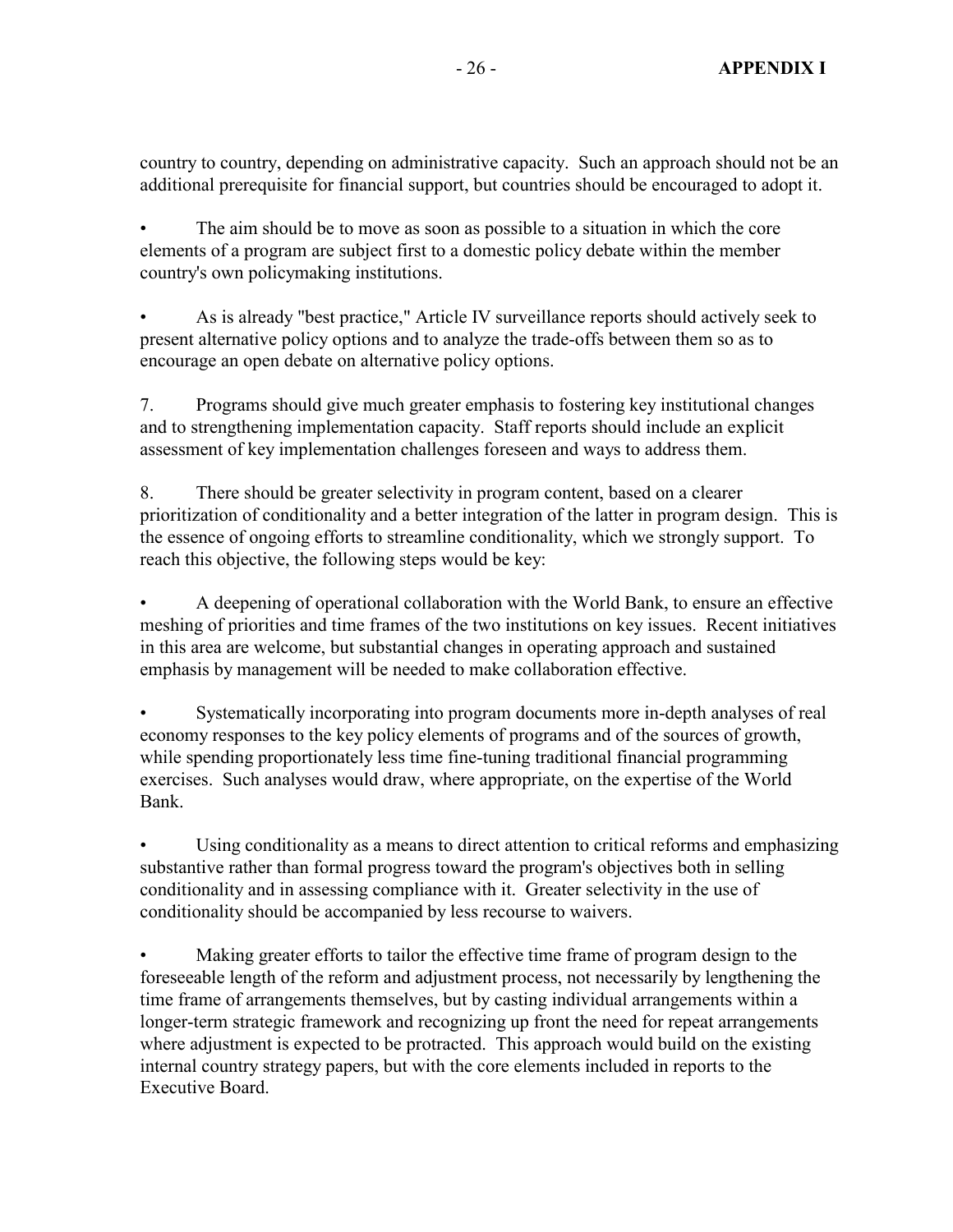country to country, depending on administrative capacity. Such an approach should not be an additional prerequisite for financial support, but countries should be encouraged to adopt it.

- The aim should be to move as soon as possible to a situation in which the core elements of a program are subject first to a domestic policy debate within the member country's own policymaking institutions.

- As is already "best practice," Article IV surveillance reports should actively seek to present alternative policy options and to analyze the trade-offs between them so as to encourage an open debate on alternative policy options.

7. Programs should give much greater emphasis to fostering key institutional changes and to strengthening implementation capacity. Staff reports should include an explicit assessment of key implementation challenges foreseen and ways to address them.

8. There should be greater selectivity in program content, based on a clearer prioritization of conditionality and a better integration of the latter in program design. This is the essence of ongoing efforts to streamline conditionality, which we strongly support. To reach this objective, the following steps would be key:

- A deepening of operational collaboration with the World Bank, to ensure an effective meshing of priorities and time frames of the two institutions on key issues. Recent initiatives in this area are welcome, but substantial changes in operating approach and sustained emphasis by management will be needed to make collaboration effective.

- Systematically incorporating into program documents more in-depth analyses of real economy responses to the key policy elements of programs and of the sources of growth, while spending proportionately less time fine-tuning traditional financial programming exercises. Such analyses would draw, where appropriate, on the expertise of the World Bank.

- Using conditionality as a means to direct attention to critical reforms and emphasizing substantive rather than formal progress toward the program's objectives both in selling conditionality and in assessing compliance with it. Greater selectivity in the use of conditionality should be accompanied by less recourse to waivers.

- Making greater efforts to tailor the effective time frame of program design to the foreseeable length of the reform and adjustment process, not necessarily by lengthening the time frame of arrangements themselves, but by casting individual arrangements within a longer-term strategic framework and recognizing up front the need for repeat arrangements where adjustment is expected to be protracted. This approach would build on the existing internal country strategy papers, but with the core elements included in reports to the Executive Board.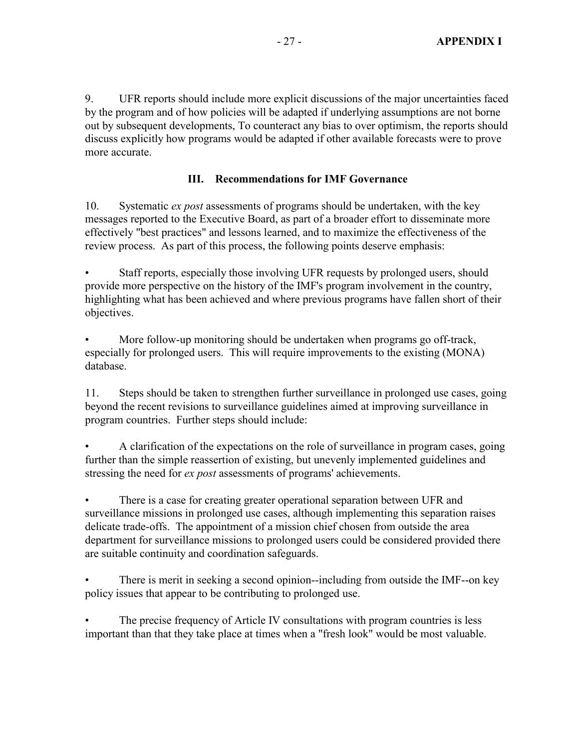9. UFR reports should include more explicit discussions of the major uncertainties faced by the program and of how policies will be adapted if underlying assumptions are not borne out by subsequent developments, To counteract any bias to over optimism, the reports should discuss explicitly how programs would be adapted if other available forecasts were to prove more accurate.

## III. Recommendations for IMF Governance

10. Systematic *ex post* assessments of programs should be undertaken, with the key messages reported to the Executive Board, as part of a broader effort to disseminate more effectively "best practices" and lessons learned, and to maximize the effectiveness of the review process. As part of this process, the following points deserve emphasis:

- Staff reports, especially those involving UFR requests by prolonged users, should provide more perspective on the history of the IMF's program involvement in the country, highlighting what has been achieved and where previous programs have fallen short of their objectives.

- More follow-up monitoring should be undertaken when programs go off-track, especially for prolonged users. This will require improvements to the existing (MONA) database.

11. Steps should be taken to strengthen further surveillance in prolonged use cases, going beyond the recent revisions to surveillance guidelines aimed at improving surveillance in program countries. Further steps should include:

- A clarification of the expectations on the role of surveillance in program cases, going further than the simple reassertion of existing, but unevenly implemented guidelines and stressing the need for *ex post* assessments of programs' achievements.

- There is a case for creating greater operational separation between UFR and surveillance missions in prolonged use cases, although implementing this separation raises delicate trade-offs. The appointment of a mission chief chosen from outside the area department for surveillance missions to prolonged users could be considered provided there are suitable continuity and coordination safeguards.

- There is merit in seeking a second opinion--including from outside the IMF--on key policy issues that appear to be contributing to prolonged use.

- The precise frequency of Article IV consultations with program countries is less important than that they take place at times when a "fresh look" would be most valuable.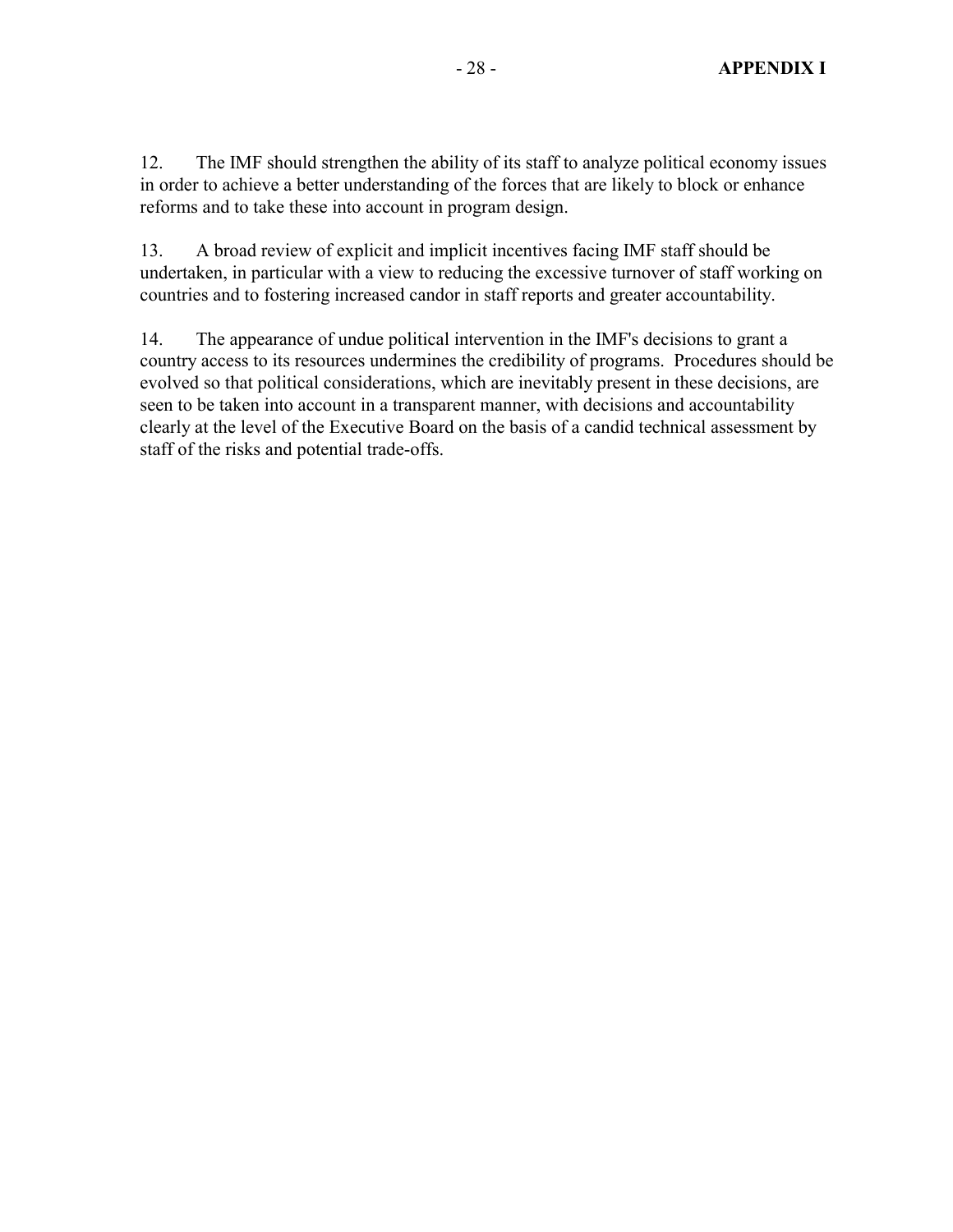12. The IMF should strengthen the ability of its staff to analyze political economy issues in order to achieve a better understanding of the forces that are likely to block or enhance reforms and to take these into account in program design.

13. A broad review of explicit and implicit incentives facing IMF staff should be undertaken, in particular with a view to reducing the excessive turnover of staff working on countries and to fostering increased candor in staff reports and greater accountability.

14. The appearance of undue political intervention in the IMF's decisions to grant a country access to its resources undermines the credibility of programs. Procedures should be evolved so that political considerations, which are inevitably present in these decisions, are seen to be taken into account in a transparent manner, with decisions and accountability clearly at the level of the Executive Board on the basis of a candid technical assessment by staff of the risks and potential trade-offs.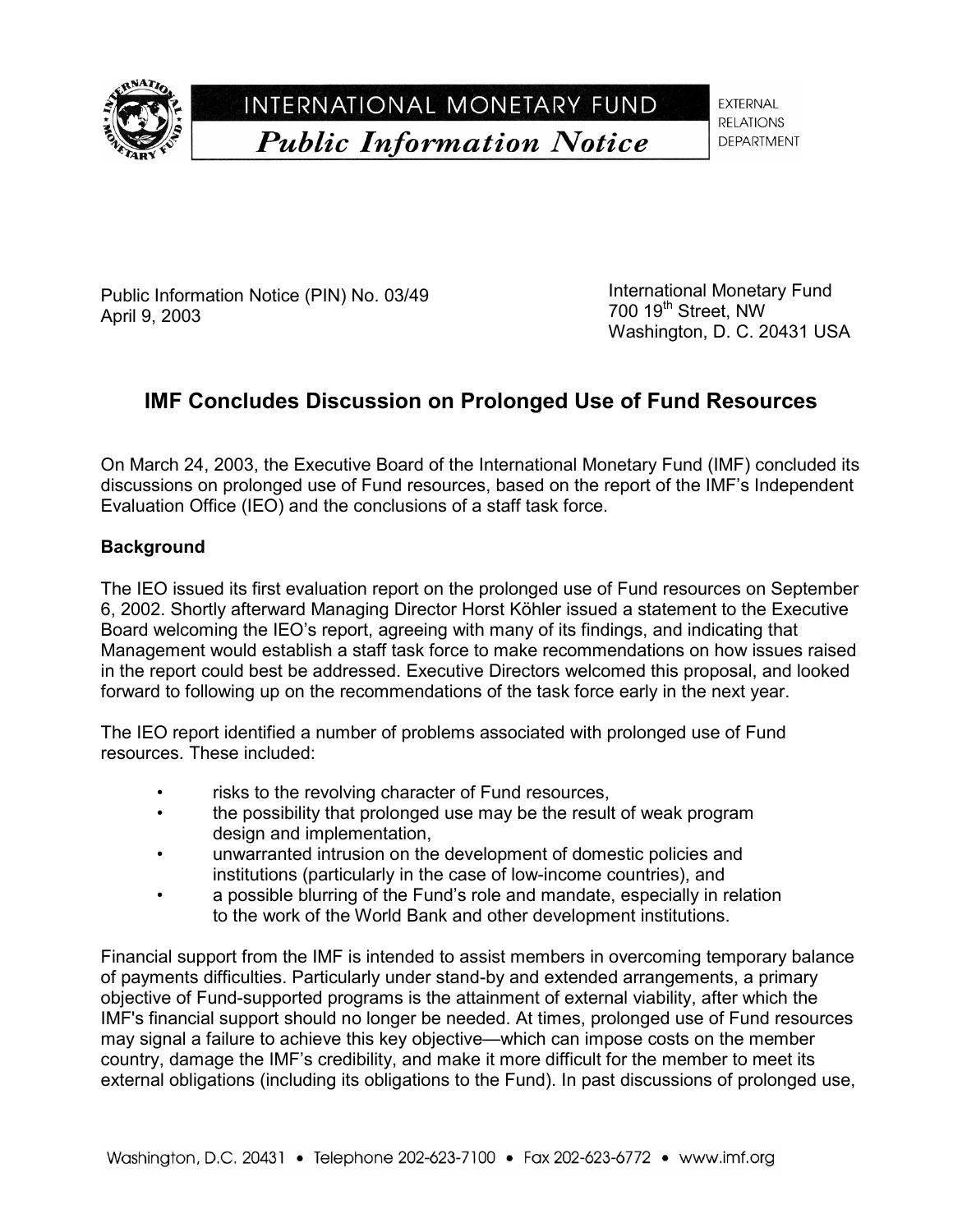INTERNATIONAL MONETARY FUND

*Public Information Notice*

EXTERNAL RELATIONS DEPARTMENT

Public Information Notice (PIN) No. 03/49
April 9, 2003

International Monetary Fund
700 19th Street, NW
Washington, D. C. 20431 USA

# IMF Concludes Discussion on Prolonged Use of Fund Resources

On March 24, 2003, the Executive Board of the International Monetary Fund (IMF) concluded its discussions on prolonged use of Fund resources, based on the report of the IMF's Independent Evaluation Office (IEO) and the conclusions of a staff task force.

**Background**

The IEO issued its first evaluation report on the prolonged use of Fund resources on September 6, 2002. Shortly afterward Managing Director Horst Köhler issued a statement to the Executive Board welcoming the IEO's report, agreeing with many of its findings, and indicating that Management would establish a staff task force to make recommendations on how issues raised in the report could best be addressed. Executive Directors welcomed this proposal, and looked forward to following up on the recommendations of the task force early in the next year.

The IEO report identified a number of problems associated with prolonged use of Fund resources. These included:

- risks to the revolving character of Fund resources,
- the possibility that prolonged use may be the result of weak program design and implementation,
- unwarranted intrusion on the development of domestic policies and institutions (particularly in the case of low-income countries), and
- a possible blurring of the Fund's role and mandate, especially in relation to the work of the World Bank and other development institutions.

Financial support from the IMF is intended to assist members in overcoming temporary balance of payments difficulties. Particularly under stand-by and extended arrangements, a primary objective of Fund-supported programs is the attainment of external viability, after which the IMF's financial support should no longer be needed. At times, prolonged use of Fund resources may signal a failure to achieve this key objective—which can impose costs on the member country, damage the IMF's credibility, and make it more difficult for the member to meet its external obligations (including its obligations to the Fund). In past discussions of prolonged use,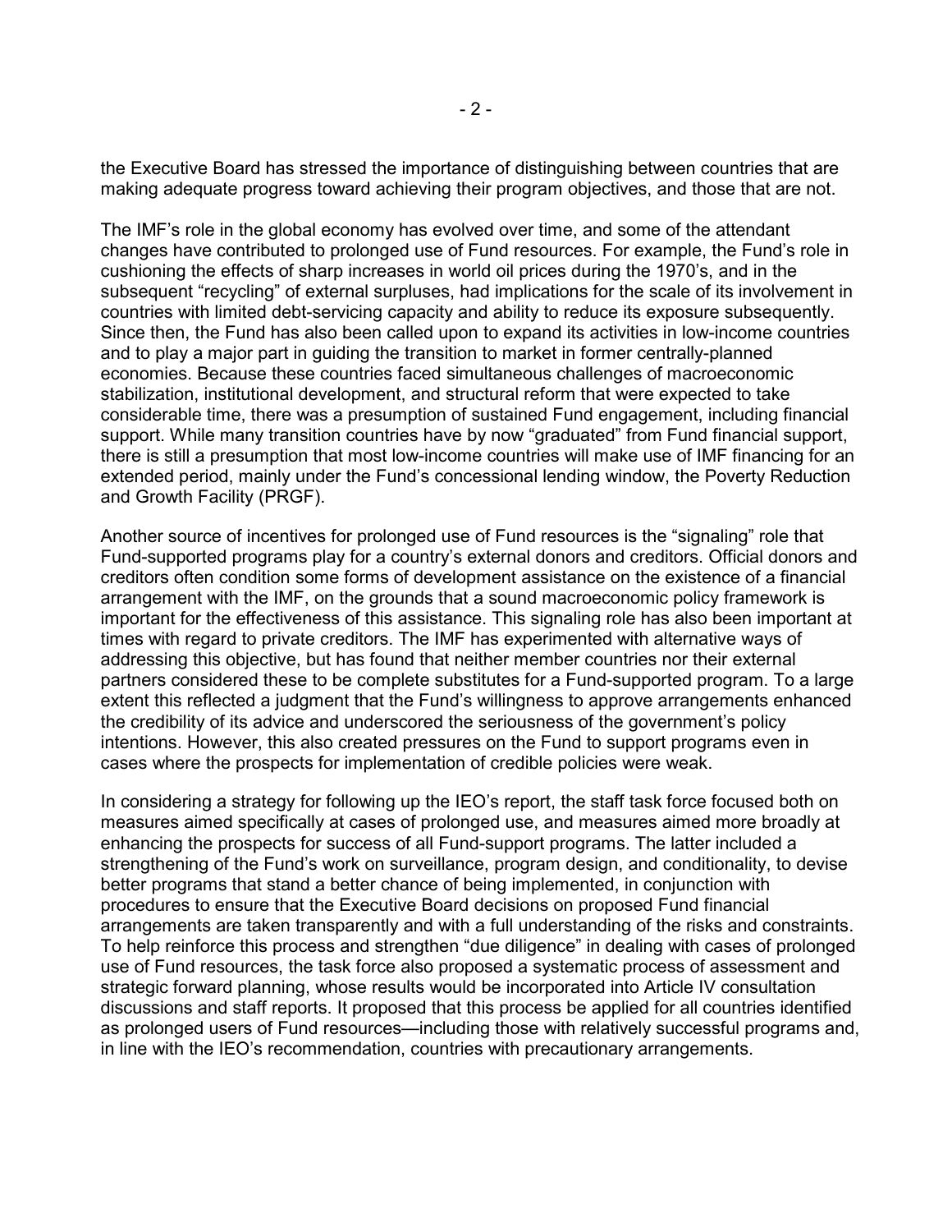the Executive Board has stressed the importance of distinguishing between countries that are making adequate progress toward achieving their program objectives, and those that are not.

The IMF's role in the global economy has evolved over time, and some of the attendant changes have contributed to prolonged use of Fund resources. For example, the Fund's role in cushioning the effects of sharp increases in world oil prices during the 1970's, and in the subsequent "recycling" of external surpluses, had implications for the scale of its involvement in countries with limited debt-servicing capacity and ability to reduce its exposure subsequently. Since then, the Fund has also been called upon to expand its activities in low-income countries and to play a major part in guiding the transition to market in former centrally-planned economies. Because these countries faced simultaneous challenges of macroeconomic stabilization, institutional development, and structural reform that were expected to take considerable time, there was a presumption of sustained Fund engagement, including financial support. While many transition countries have by now "graduated" from Fund financial support, there is still a presumption that most low-income countries will make use of IMF financing for an extended period, mainly under the Fund's concessional lending window, the Poverty Reduction and Growth Facility (PRGF).

Another source of incentives for prolonged use of Fund resources is the "signaling" role that Fund-supported programs play for a country's external donors and creditors. Official donors and creditors often condition some forms of development assistance on the existence of a financial arrangement with the IMF, on the grounds that a sound macroeconomic policy framework is important for the effectiveness of this assistance. This signaling role has also been important at times with regard to private creditors. The IMF has experimented with alternative ways of addressing this objective, but has found that neither member countries nor their external partners considered these to be complete substitutes for a Fund-supported program. To a large extent this reflected a judgment that the Fund's willingness to approve arrangements enhanced the credibility of its advice and underscored the seriousness of the government's policy intentions. However, this also created pressures on the Fund to support programs even in cases where the prospects for implementation of credible policies were weak.

In considering a strategy for following up the IEO's report, the staff task force focused both on measures aimed specifically at cases of prolonged use, and measures aimed more broadly at enhancing the prospects for success of all Fund-support programs. The latter included a strengthening of the Fund's work on surveillance, program design, and conditionality, to devise better programs that stand a better chance of being implemented, in conjunction with procedures to ensure that the Executive Board decisions on proposed Fund financial arrangements are taken transparently and with a full understanding of the risks and constraints. To help reinforce this process and strengthen "due diligence" in dealing with cases of prolonged use of Fund resources, the task force also proposed a systematic process of assessment and strategic forward planning, whose results would be incorporated into Article IV consultation discussions and staff reports. It proposed that this process be applied for all countries identified as prolonged users of Fund resources—including those with relatively successful programs and, in line with the IEO's recommendation, countries with precautionary arrangements.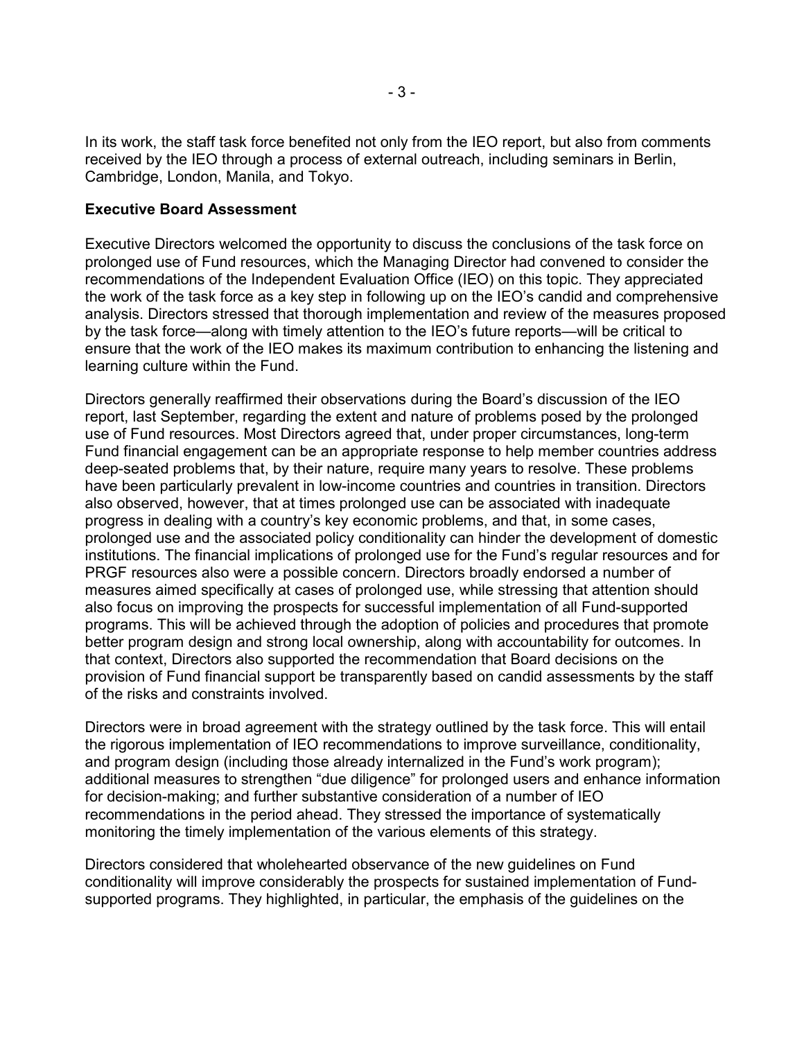In its work, the staff task force benefited not only from the IEO report, but also from comments received by the IEO through a process of external outreach, including seminars in Berlin, Cambridge, London, Manila, and Tokyo.

**Executive Board Assessment**

Executive Directors welcomed the opportunity to discuss the conclusions of the task force on prolonged use of Fund resources, which the Managing Director had convened to consider the recommendations of the Independent Evaluation Office (IEO) on this topic. They appreciated the work of the task force as a key step in following up on the IEO's candid and comprehensive analysis. Directors stressed that thorough implementation and review of the measures proposed by the task force—along with timely attention to the IEO's future reports—will be critical to ensure that the work of the IEO makes its maximum contribution to enhancing the listening and learning culture within the Fund.

Directors generally reaffirmed their observations during the Board's discussion of the IEO report, last September, regarding the extent and nature of problems posed by the prolonged use of Fund resources. Most Directors agreed that, under proper circumstances, long-term Fund financial engagement can be an appropriate response to help member countries address deep-seated problems that, by their nature, require many years to resolve. These problems have been particularly prevalent in low-income countries and countries in transition. Directors also observed, however, that at times prolonged use can be associated with inadequate progress in dealing with a country's key economic problems, and that, in some cases, prolonged use and the associated policy conditionality can hinder the development of domestic institutions. The financial implications of prolonged use for the Fund's regular resources and for PRGF resources also were a possible concern. Directors broadly endorsed a number of measures aimed specifically at cases of prolonged use, while stressing that attention should also focus on improving the prospects for successful implementation of all Fund-supported programs. This will be achieved through the adoption of policies and procedures that promote better program design and strong local ownership, along with accountability for outcomes. In that context, Directors also supported the recommendation that Board decisions on the provision of Fund financial support be transparently based on candid assessments by the staff of the risks and constraints involved.

Directors were in broad agreement with the strategy outlined by the task force. This will entail the rigorous implementation of IEO recommendations to improve surveillance, conditionality, and program design (including those already internalized in the Fund's work program); additional measures to strengthen "due diligence" for prolonged users and enhance information for decision-making; and further substantive consideration of a number of IEO recommendations in the period ahead. They stressed the importance of systematically monitoring the timely implementation of the various elements of this strategy.

Directors considered that wholehearted observance of the new guidelines on Fund conditionality will improve considerably the prospects for sustained implementation of Fund-supported programs. They highlighted, in particular, the emphasis of the guidelines on the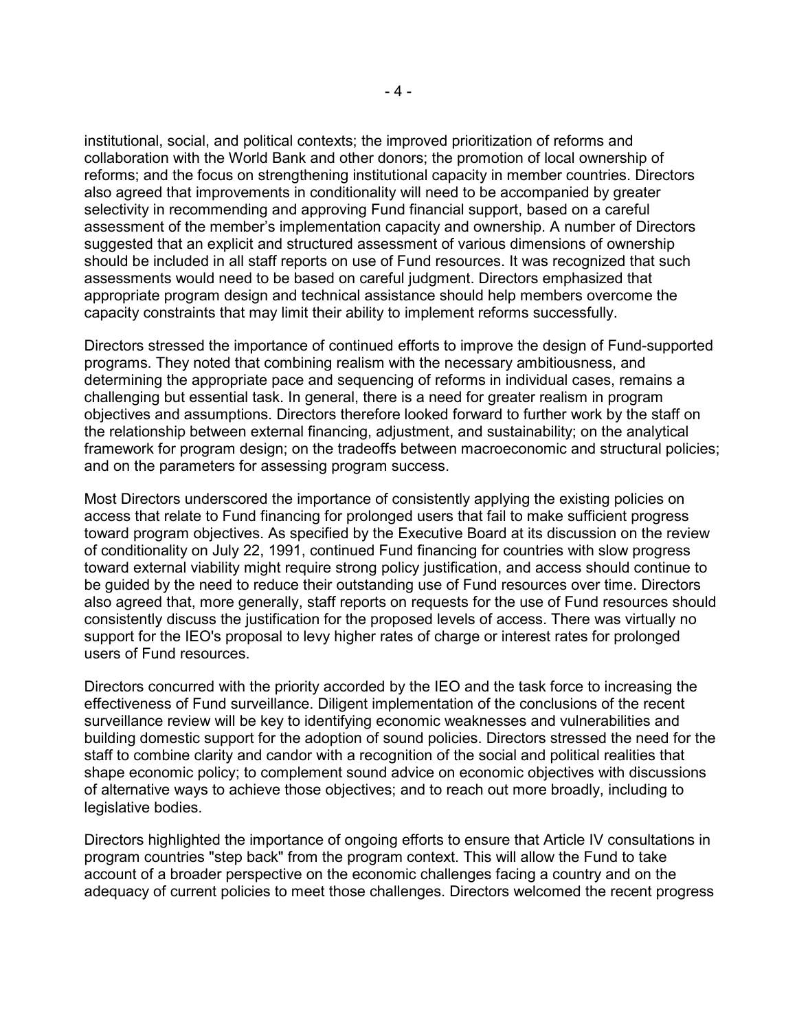institutional, social, and political contexts; the improved prioritization of reforms and collaboration with the World Bank and other donors; the promotion of local ownership of reforms; and the focus on strengthening institutional capacity in member countries. Directors also agreed that improvements in conditionality will need to be accompanied by greater selectivity in recommending and approving Fund financial support, based on a careful assessment of the member's implementation capacity and ownership. A number of Directors suggested that an explicit and structured assessment of various dimensions of ownership should be included in all staff reports on use of Fund resources. It was recognized that such assessments would need to be based on careful judgment. Directors emphasized that appropriate program design and technical assistance should help members overcome the capacity constraints that may limit their ability to implement reforms successfully.

Directors stressed the importance of continued efforts to improve the design of Fund-supported programs. They noted that combining realism with the necessary ambitiousness, and determining the appropriate pace and sequencing of reforms in individual cases, remains a challenging but essential task. In general, there is a need for greater realism in program objectives and assumptions. Directors therefore looked forward to further work by the staff on the relationship between external financing, adjustment, and sustainability; on the analytical framework for program design; on the tradeoffs between macroeconomic and structural policies; and on the parameters for assessing program success.

Most Directors underscored the importance of consistently applying the existing policies on access that relate to Fund financing for prolonged users that fail to make sufficient progress toward program objectives. As specified by the Executive Board at its discussion on the review of conditionality on July 22, 1991, continued Fund financing for countries with slow progress toward external viability might require strong policy justification, and access should continue to be guided by the need to reduce their outstanding use of Fund resources over time. Directors also agreed that, more generally, staff reports on requests for the use of Fund resources should consistently discuss the justification for the proposed levels of access. There was virtually no support for the IEO's proposal to levy higher rates of charge or interest rates for prolonged users of Fund resources.

Directors concurred with the priority accorded by the IEO and the task force to increasing the effectiveness of Fund surveillance. Diligent implementation of the conclusions of the recent surveillance review will be key to identifying economic weaknesses and vulnerabilities and building domestic support for the adoption of sound policies. Directors stressed the need for the staff to combine clarity and candor with a recognition of the social and political realities that shape economic policy; to complement sound advice on economic objectives with discussions of alternative ways to achieve those objectives; and to reach out more broadly, including to legislative bodies.

Directors highlighted the importance of ongoing efforts to ensure that Article IV consultations in program countries "step back" from the program context. This will allow the Fund to take account of a broader perspective on the economic challenges facing a country and on the adequacy of current policies to meet those challenges. Directors welcomed the recent progress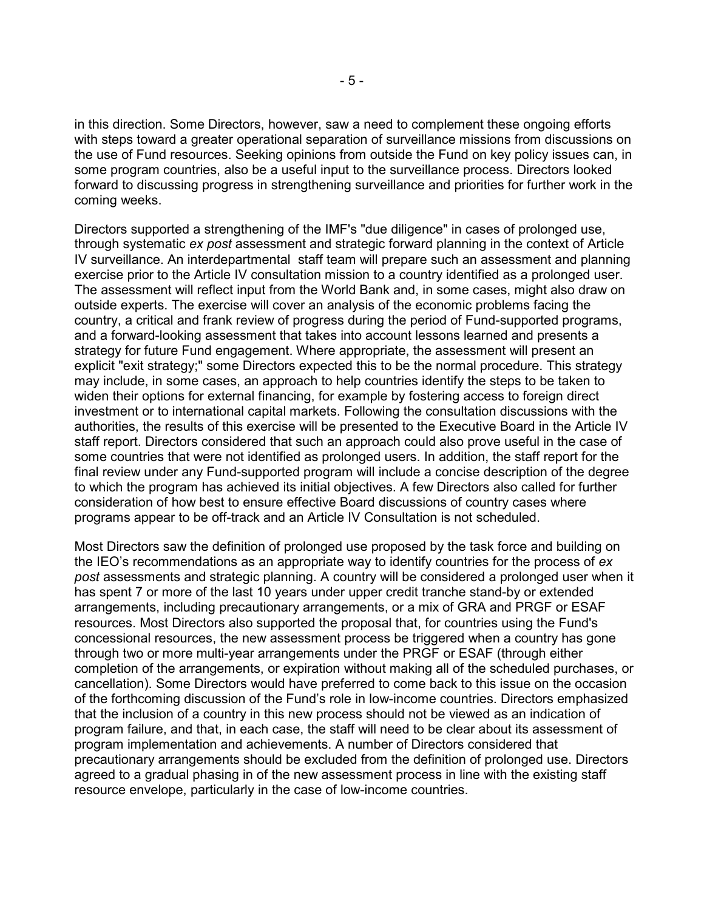in this direction. Some Directors, however, saw a need to complement these ongoing efforts with steps toward a greater operational separation of surveillance missions from discussions on the use of Fund resources. Seeking opinions from outside the Fund on key policy issues can, in some program countries, also be a useful input to the surveillance process. Directors looked forward to discussing progress in strengthening surveillance and priorities for further work in the coming weeks.

Directors supported a strengthening of the IMF's "due diligence" in cases of prolonged use, through systematic *ex post* assessment and strategic forward planning in the context of Article IV surveillance. An interdepartmental staff team will prepare such an assessment and planning exercise prior to the Article IV consultation mission to a country identified as a prolonged user. The assessment will reflect input from the World Bank and, in some cases, might also draw on outside experts. The exercise will cover an analysis of the economic problems facing the country, a critical and frank review of progress during the period of Fund-supported programs, and a forward-looking assessment that takes into account lessons learned and presents a strategy for future Fund engagement. Where appropriate, the assessment will present an explicit "exit strategy;" some Directors expected this to be the normal procedure. This strategy may include, in some cases, an approach to help countries identify the steps to be taken to widen their options for external financing, for example by fostering access to foreign direct investment or to international capital markets. Following the consultation discussions with the authorities, the results of this exercise will be presented to the Executive Board in the Article IV staff report. Directors considered that such an approach could also prove useful in the case of some countries that were not identified as prolonged users. In addition, the staff report for the final review under any Fund-supported program will include a concise description of the degree to which the program has achieved its initial objectives. A few Directors also called for further consideration of how best to ensure effective Board discussions of country cases where programs appear to be off-track and an Article IV Consultation is not scheduled.

Most Directors saw the definition of prolonged use proposed by the task force and building on the IEO's recommendations as an appropriate way to identify countries for the process of *ex post* assessments and strategic planning. A country will be considered a prolonged user when it has spent 7 or more of the last 10 years under upper credit tranche stand-by or extended arrangements, including precautionary arrangements, or a mix of GRA and PRGF or ESAF resources. Most Directors also supported the proposal that, for countries using the Fund's concessional resources, the new assessment process be triggered when a country has gone through two or more multi-year arrangements under the PRGF or ESAF (through either completion of the arrangements, or expiration without making all of the scheduled purchases, or cancellation). Some Directors would have preferred to come back to this issue on the occasion of the forthcoming discussion of the Fund's role in low-income countries. Directors emphasized that the inclusion of a country in this new process should not be viewed as an indication of program failure, and that, in each case, the staff will need to be clear about its assessment of program implementation and achievements. A number of Directors considered that precautionary arrangements should be excluded from the definition of prolonged use. Directors agreed to a gradual phasing in of the new assessment process in line with the existing staff resource envelope, particularly in the case of low-income countries.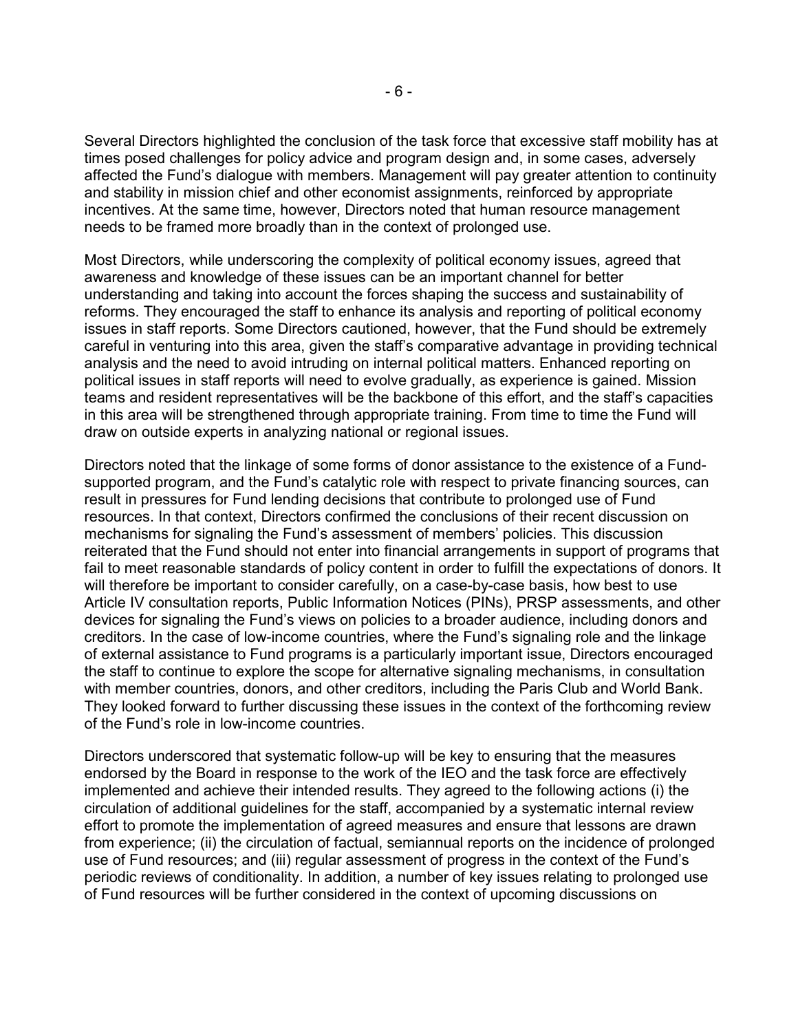Several Directors highlighted the conclusion of the task force that excessive staff mobility has at times posed challenges for policy advice and program design and, in some cases, adversely affected the Fund's dialogue with members. Management will pay greater attention to continuity and stability in mission chief and other economist assignments, reinforced by appropriate incentives. At the same time, however, Directors noted that human resource management needs to be framed more broadly than in the context of prolonged use.

Most Directors, while underscoring the complexity of political economy issues, agreed that awareness and knowledge of these issues can be an important channel for better understanding and taking into account the forces shaping the success and sustainability of reforms. They encouraged the staff to enhance its analysis and reporting of political economy issues in staff reports. Some Directors cautioned, however, that the Fund should be extremely careful in venturing into this area, given the staff's comparative advantage in providing technical analysis and the need to avoid intruding on internal political matters. Enhanced reporting on political issues in staff reports will need to evolve gradually, as experience is gained. Mission teams and resident representatives will be the backbone of this effort, and the staff's capacities in this area will be strengthened through appropriate training. From time to time the Fund will draw on outside experts in analyzing national or regional issues.

Directors noted that the linkage of some forms of donor assistance to the existence of a Fund-supported program, and the Fund's catalytic role with respect to private financing sources, can result in pressures for Fund lending decisions that contribute to prolonged use of Fund resources. In that context, Directors confirmed the conclusions of their recent discussion on mechanisms for signaling the Fund's assessment of members' policies. This discussion reiterated that the Fund should not enter into financial arrangements in support of programs that fail to meet reasonable standards of policy content in order to fulfill the expectations of donors. It will therefore be important to consider carefully, on a case-by-case basis, how best to use Article IV consultation reports, Public Information Notices (PINs), PRSP assessments, and other devices for signaling the Fund's views on policies to a broader audience, including donors and creditors. In the case of low-income countries, where the Fund's signaling role and the linkage of external assistance to Fund programs is a particularly important issue, Directors encouraged the staff to continue to explore the scope for alternative signaling mechanisms, in consultation with member countries, donors, and other creditors, including the Paris Club and World Bank. They looked forward to further discussing these issues in the context of the forthcoming review of the Fund's role in low-income countries.

Directors underscored that systematic follow-up will be key to ensuring that the measures endorsed by the Board in response to the work of the IEO and the task force are effectively implemented and achieve their intended results. They agreed to the following actions (i) the circulation of additional guidelines for the staff, accompanied by a systematic internal review effort to promote the implementation of agreed measures and ensure that lessons are drawn from experience; (ii) the circulation of factual, semiannual reports on the incidence of prolonged use of Fund resources; and (iii) regular assessment of progress in the context of the Fund's periodic reviews of conditionality. In addition, a number of key issues relating to prolonged use of Fund resources will be further considered in the context of upcoming discussions on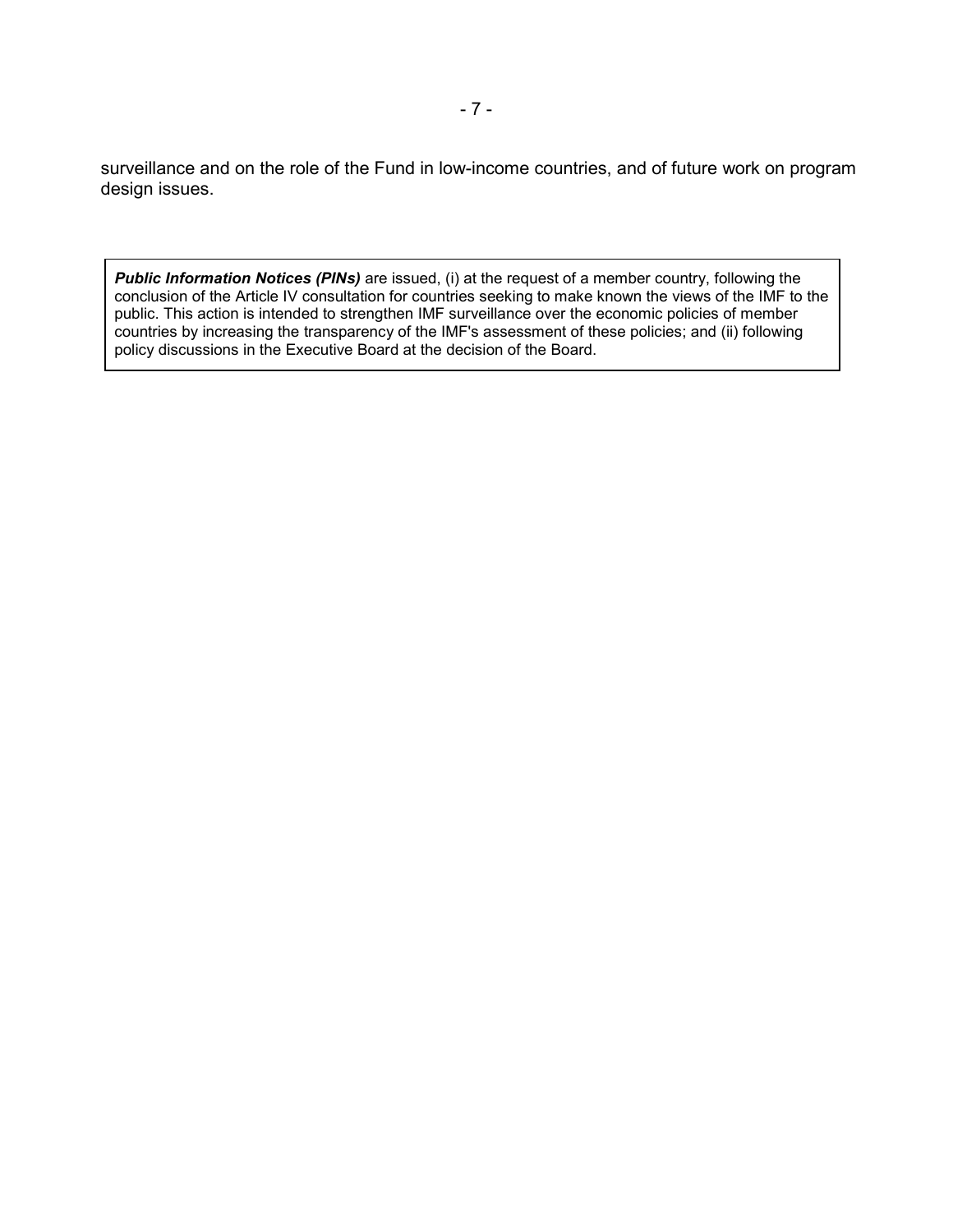surveillance and on the role of the Fund in low-income countries, and of future work on program design issues.

***Public Information Notices (PINs)*** are issued, (i) at the request of a member country, following the conclusion of the Article IV consultation for countries seeking to make known the views of the IMF to the public. This action is intended to strengthen IMF surveillance over the economic policies of member countries by increasing the transparency of the IMF's assessment of these policies; and (ii) following policy discussions in the Executive Board at the decision of the Board.